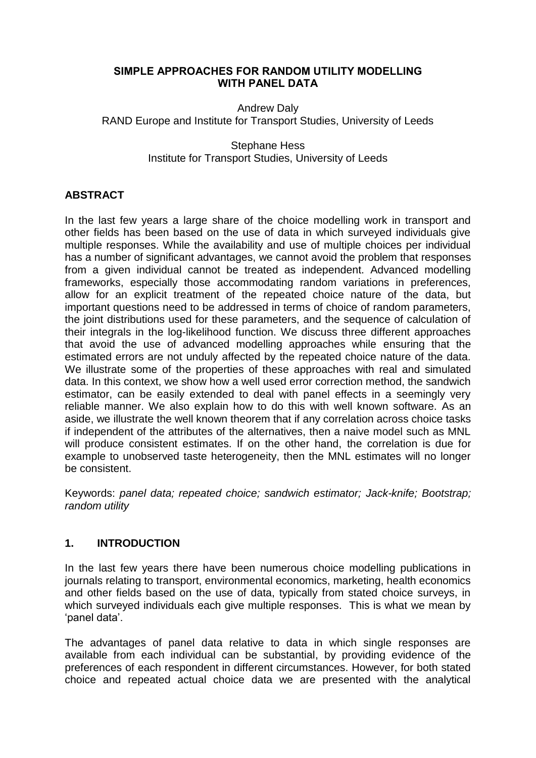# SIMPLE APPROACHES FOR RANDOM UTILITY MODELLING WITH PANEL DATA

Andrew Daly
RAND Europe and Institute for Transport Studies, University of Leeds

Stephane Hess
Institute for Transport Studies, University of Leeds

## ABSTRACT

In the last few years a large share of the choice modelling work in transport and other fields has been based on the use of data in which surveyed individuals give multiple responses. While the availability and use of multiple choices per individual has a number of significant advantages, we cannot avoid the problem that responses from a given individual cannot be treated as independent. Advanced modelling frameworks, especially those accommodating random variations in preferences, allow for an explicit treatment of the repeated choice nature of the data, but important questions need to be addressed in terms of choice of random parameters, the joint distributions used for these parameters, and the sequence of calculation of their integrals in the log-likelihood function. We discuss three different approaches that avoid the use of advanced modelling approaches while ensuring that the estimated errors are not unduly affected by the repeated choice nature of the data. We illustrate some of the properties of these approaches with real and simulated data. In this context, we show how a well used error correction method, the sandwich estimator, can be easily extended to deal with panel effects in a seemingly very reliable manner. We also explain how to do this with well known software. As an aside, we illustrate the well known theorem that if any correlation across choice tasks if independent of the attributes of the alternatives, then a naive model such as MNL will produce consistent estimates. If on the other hand, the correlation is due for example to unobserved taste heterogeneity, then the MNL estimates will no longer be consistent.

Keywords: *panel data; repeated choice; sandwich estimator; Jack-knife; Bootstrap; random utility*

## 1. INTRODUCTION

In the last few years there have been numerous choice modelling publications in journals relating to transport, environmental economics, marketing, health economics and other fields based on the use of data, typically from stated choice surveys, in which surveyed individuals each give multiple responses. This is what we mean by 'panel data'.

The advantages of panel data relative to data in which single responses are available from each individual can be substantial, by providing evidence of the preferences of each respondent in different circumstances. However, for both stated choice and repeated actual choice data we are presented with the analytical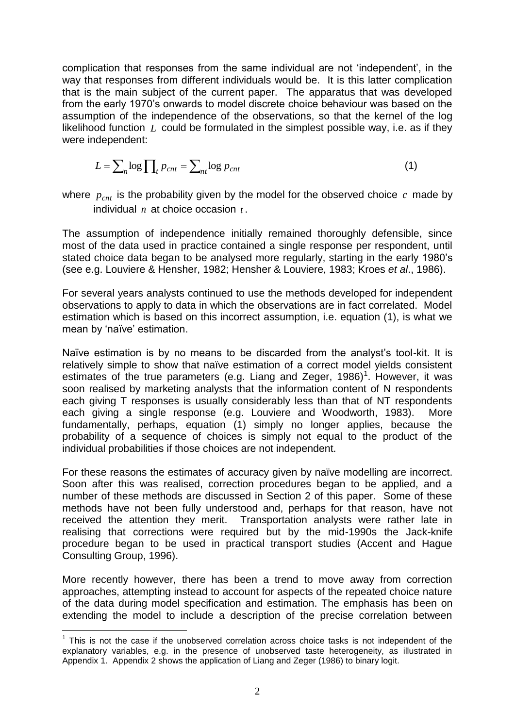complication that responses from the same individual are not 'independent', in the way that responses from different individuals would be. It is this latter complication that is the main subject of the current paper. The apparatus that was developed from the early 1970's onwards to model discrete choice behaviour was based on the assumption of the independence of the observations, so that the kernel of the log likelihood function $L$ could be formulated in the simplest possible way, i.e. as if they were independent:

$$L = \sum_{n} \log \prod_{t} p_{cnt} = \sum_{nt} \log p_{cnt} \tag{1}$$

where $p_{cnt}$ is the probability given by the model for the observed choice $c$ made by individual $n$ at choice occasion $t$.

The assumption of independence initially remained thoroughly defensible, since most of the data used in practice contained a single response per respondent, until stated choice data began to be analysed more regularly, starting in the early 1980's (see e.g. Louviere & Hensher, 1982; Hensher & Louviere, 1983; Kroes *et al*., 1986).

For several years analysts continued to use the methods developed for independent observations to apply to data in which the observations are in fact correlated. Model estimation which is based on this incorrect assumption, i.e. equation (1), is what we mean by 'naïve' estimation.

Naïve estimation is by no means to be discarded from the analyst's tool-kit. It is relatively simple to show that naïve estimation of a correct model yields consistent estimates of the true parameters (e.g. Liang and Zeger, 1986)[1]. However, it was soon realised by marketing analysts that the information content of N respondents each giving T responses is usually considerably less than that of NT respondents each giving a single response (e.g. Louviere and Woodworth, 1983). More fundamentally, perhaps, equation (1) simply no longer applies, because the probability of a sequence of choices is simply not equal to the product of the individual probabilities if those choices are not independent.

For these reasons the estimates of accuracy given by naïve modelling are incorrect. Soon after this was realised, correction procedures began to be applied, and a number of these methods are discussed in Section 2 of this paper. Some of these methods have not been fully understood and, perhaps for that reason, have not received the attention they merit. Transportation analysts were rather late in realising that corrections were required but by the mid-1990s the Jack-knife procedure began to be used in practical transport studies (Accent and Hague Consulting Group, 1996).

More recently however, there has been a trend to move away from correction approaches, attempting instead to account for aspects of the repeated choice nature of the data during model specification and estimation. The emphasis has been on extending the model to include a description of the precise correlation between

[1] This is not the case if the unobserved correlation across choice tasks is not independent of the explanatory variables, e.g. in the presence of unobserved taste heterogeneity, as illustrated in Appendix 1. Appendix 2 shows the application of Liang and Zeger (1986) to binary logit.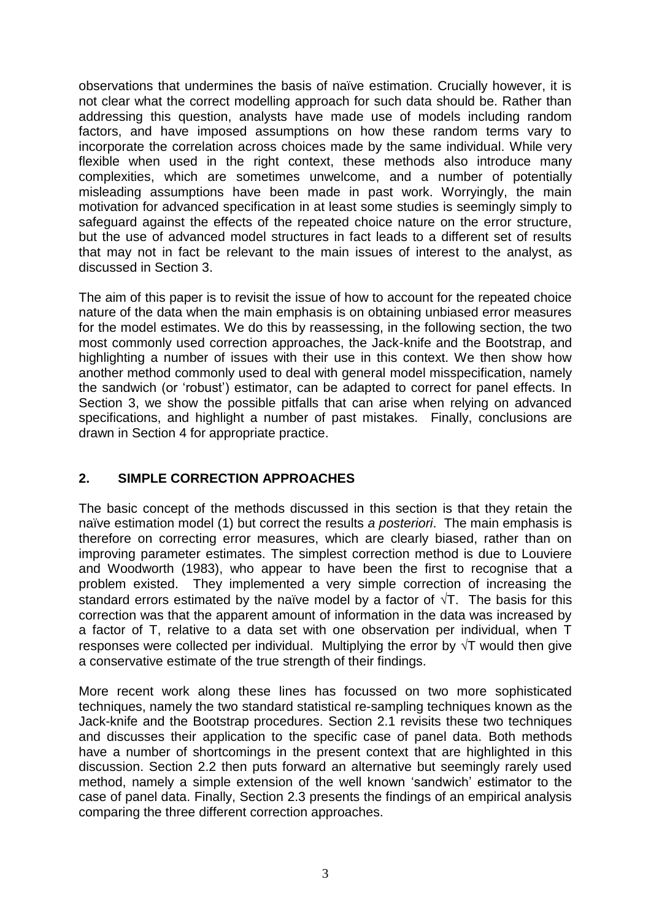observations that undermines the basis of naïve estimation. Crucially however, it is not clear what the correct modelling approach for such data should be. Rather than addressing this question, analysts have made use of models including random factors, and have imposed assumptions on how these random terms vary to incorporate the correlation across choices made by the same individual. While very flexible when used in the right context, these methods also introduce many complexities, which are sometimes unwelcome, and a number of potentially misleading assumptions have been made in past work. Worryingly, the main motivation for advanced specification in at least some studies is seemingly simply to safeguard against the effects of the repeated choice nature on the error structure, but the use of advanced model structures in fact leads to a different set of results that may not in fact be relevant to the main issues of interest to the analyst, as discussed in Section 3.

The aim of this paper is to revisit the issue of how to account for the repeated choice nature of the data when the main emphasis is on obtaining unbiased error measures for the model estimates. We do this by reassessing, in the following section, the two most commonly used correction approaches, the Jack-knife and the Bootstrap, and highlighting a number of issues with their use in this context. We then show how another method commonly used to deal with general model misspecification, namely the sandwich (or 'robust') estimator, can be adapted to correct for panel effects. In Section 3, we show the possible pitfalls that can arise when relying on advanced specifications, and highlight a number of past mistakes. Finally, conclusions are drawn in Section 4 for appropriate practice.

## 2. SIMPLE CORRECTION APPROACHES

The basic concept of the methods discussed in this section is that they retain the naïve estimation model (1) but correct the results *a posteriori*. The main emphasis is therefore on correcting error measures, which are clearly biased, rather than on improving parameter estimates. The simplest correction method is due to Louviere and Woodworth (1983), who appear to have been the first to recognise that a problem existed. They implemented a very simple correction of increasing the standard errors estimated by the naïve model by a factor of $\sqrt{T}$. The basis for this correction was that the apparent amount of information in the data was increased by a factor of T, relative to a data set with one observation per individual, when T responses were collected per individual. Multiplying the error by $\sqrt{T}$ would then give a conservative estimate of the true strength of their findings.

More recent work along these lines has focussed on two more sophisticated techniques, namely the two standard statistical re-sampling techniques known as the Jack-knife and the Bootstrap procedures. Section 2.1 revisits these two techniques and discusses their application to the specific case of panel data. Both methods have a number of shortcomings in the present context that are highlighted in this discussion. Section 2.2 then puts forward an alternative but seemingly rarely used method, namely a simple extension of the well known 'sandwich' estimator to the case of panel data. Finally, Section 2.3 presents the findings of an empirical analysis comparing the three different correction approaches.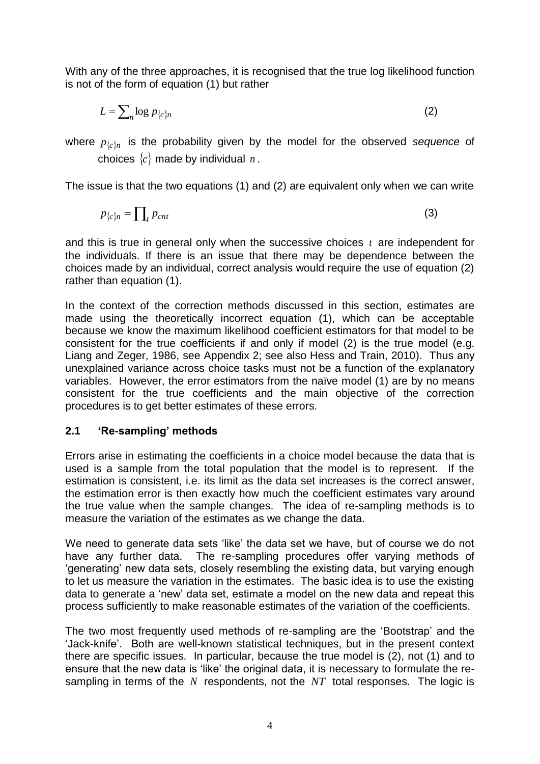With any of the three approaches, it is recognised that the true log likelihood function is not of the form of equation (1) but rather

$$L = \sum_n \log p_{\{c\}n} \tag{2}$$

where $p_{\{c\}n}$ is the probability given by the model for the observed *sequence* of choices $\{c\}$ made by individual $n$.

The issue is that the two equations (1) and (2) are equivalent only when we can write

$$p_{\{c\}n} = \prod_t p_{cnt} \tag{3}$$

and this is true in general only when the successive choices $t$ are independent for the individuals. If there is an issue that there may be dependence between the choices made by an individual, correct analysis would require the use of equation (2) rather than equation (1).

In the context of the correction methods discussed in this section, estimates are made using the theoretically incorrect equation (1), which can be acceptable because we know the maximum likelihood coefficient estimators for that model to be consistent for the true coefficients if and only if model (2) is the true model (e.g. Liang and Zeger, 1986, see Appendix 2; see also Hess and Train, 2010). Thus any unexplained variance across choice tasks must not be a function of the explanatory variables. However, the error estimators from the naïve model (1) are by no means consistent for the true coefficients and the main objective of the correction procedures is to get better estimates of these errors.

## 2.1 'Re-sampling' methods

Errors arise in estimating the coefficients in a choice model because the data that is used is a sample from the total population that the model is to represent. If the estimation is consistent, i.e. its limit as the data set increases is the correct answer, the estimation error is then exactly how much the coefficient estimates vary around the true value when the sample changes. The idea of re-sampling methods is to measure the variation of the estimates as we change the data.

We need to generate data sets 'like' the data set we have, but of course we do not have any further data. The re-sampling procedures offer varying methods of 'generating' new data sets, closely resembling the existing data, but varying enough to let us measure the variation in the estimates. The basic idea is to use the existing data to generate a 'new' data set, estimate a model on the new data and repeat this process sufficiently to make reasonable estimates of the variation of the coefficients.

The two most frequently used methods of re-sampling are the 'Bootstrap' and the 'Jack-knife'. Both are well-known statistical techniques, but in the present context there are specific issues. In particular, because the true model is (2), not (1) and to ensure that the new data is 'like' the original data, it is necessary to formulate the re-sampling in terms of the $N$ respondents, not the $NT$ total responses. The logic is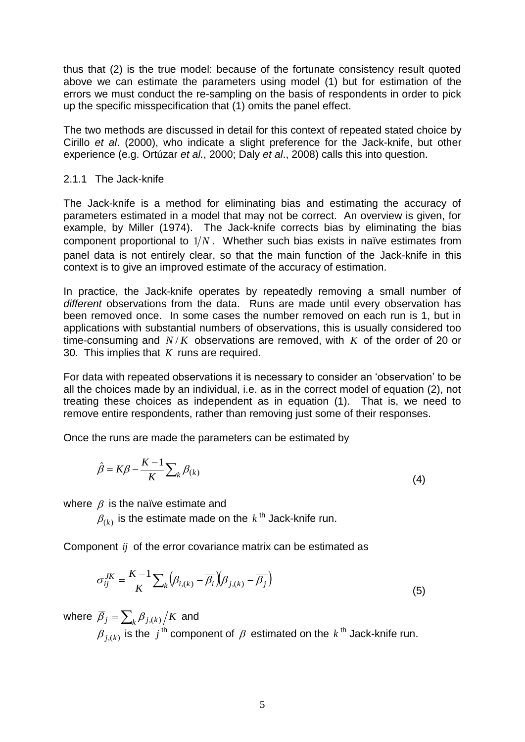thus that (2) is the true model: because of the fortunate consistency result quoted above we can estimate the parameters using model (1) but for estimation of the errors we must conduct the re-sampling on the basis of respondents in order to pick up the specific misspecification that (1) omits the panel effect.

The two methods are discussed in detail for this context of repeated stated choice by Cirillo *et al*. (2000), who indicate a slight preference for the Jack-knife, but other experience (e.g. Ortúzar *et al.*, 2000; Daly *et al*., 2008) calls this into question.

### 2.1.1 The Jack-knife

The Jack-knife is a method for eliminating bias and estimating the accuracy of parameters estimated in a model that may not be correct. An overview is given, for example, by Miller (1974). The Jack-knife corrects bias by eliminating the bias component proportional to $1/N$. Whether such bias exists in naïve estimates from panel data is not entirely clear, so that the main function of the Jack-knife in this context is to give an improved estimate of the accuracy of estimation.

In practice, the Jack-knife operates by repeatedly removing a small number of *different* observations from the data. Runs are made until every observation has been removed once. In some cases the number removed on each run is 1, but in applications with substantial numbers of observations, this is usually considered too time-consuming and $N/K$ observations are removed, with $K$ of the order of 20 or 30. This implies that $K$ runs are required.

For data with repeated observations it is necessary to consider an 'observation' to be all the choices made by an individual, i.e. as in the correct model of equation (2), not treating these choices as independent as in equation (1). That is, we need to remove entire respondents, rather than removing just some of their responses.

Once the runs are made the parameters can be estimated by

$$\hat{\beta} = K\beta - \frac{K-1}{K}\sum_k \beta_{(k)} \tag{4}$$

where $\beta$ is the naïve estimate and

$\beta_{(k)}$ is the estimate made on the $k^{\text{th}}$ Jack-knife run.

Component $ij$ of the error covariance matrix can be estimated as

$$\sigma_{ij}^{JK} = \frac{K-1}{K}\sum_k \left(\beta_{i,(k)} - \overline{\beta_i}\right)\left(\beta_{j,(k)} - \overline{\beta_j}\right) \tag{5}$$

where $\overline{\beta}_j = \sum_k \beta_{j,(k)} \big/ K$ and

$\beta_{j,(k)}$ is the $j^{\text{th}}$ component of $\beta$ estimated on the $k^{\text{th}}$ Jack-knife run.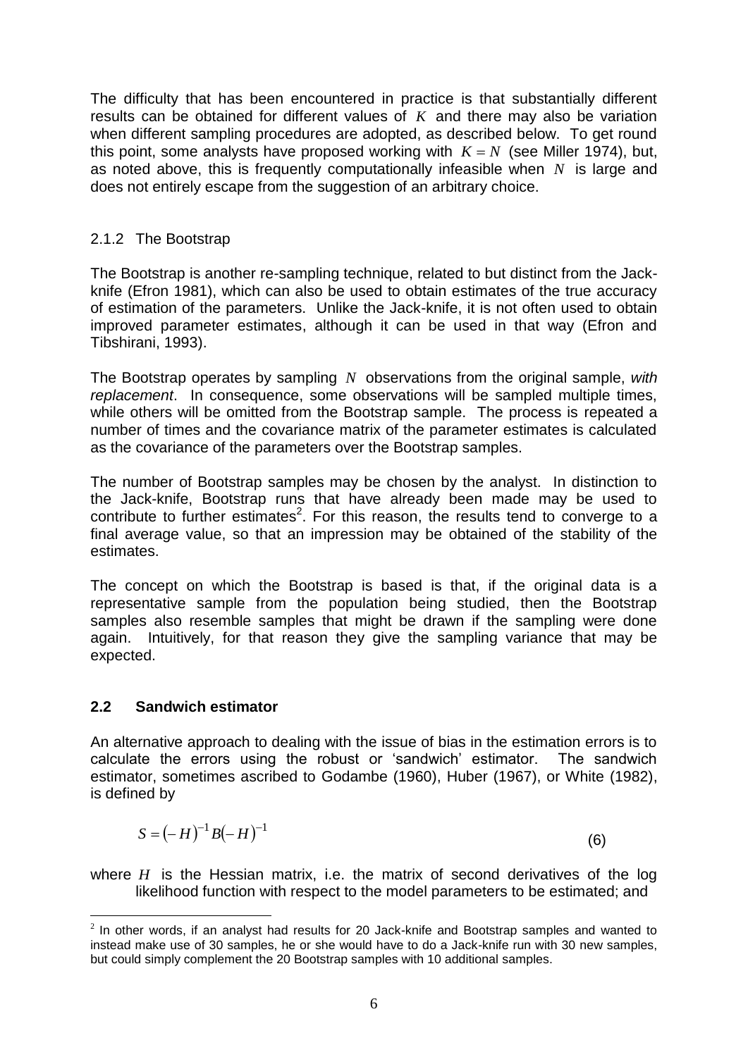The difficulty that has been encountered in practice is that substantially different results can be obtained for different values of $K$ and there may also be variation when different sampling procedures are adopted, as described below. To get round this point, some analysts have proposed working with $K = N$ (see Miller 1974), but, as noted above, this is frequently computationally infeasible when $N$ is large and does not entirely escape from the suggestion of an arbitrary choice.

### 2.1.2 The Bootstrap

The Bootstrap is another re-sampling technique, related to but distinct from the Jack-knife (Efron 1981), which can also be used to obtain estimates of the true accuracy of estimation of the parameters. Unlike the Jack-knife, it is not often used to obtain improved parameter estimates, although it can be used in that way (Efron and Tibshirani, 1993).

The Bootstrap operates by sampling $N$ observations from the original sample, *with replacement*. In consequence, some observations will be sampled multiple times, while others will be omitted from the Bootstrap sample. The process is repeated a number of times and the covariance matrix of the parameter estimates is calculated as the covariance of the parameters over the Bootstrap samples.

The number of Bootstrap samples may be chosen by the analyst. In distinction to the Jack-knife, Bootstrap runs that have already been made may be used to contribute to further estimates[2]. For this reason, the results tend to converge to a final average value, so that an impression may be obtained of the stability of the estimates.

The concept on which the Bootstrap is based is that, if the original data is a representative sample from the population being studied, then the Bootstrap samples also resemble samples that might be drawn if the sampling were done again. Intuitively, for that reason they give the sampling variance that may be expected.

## 2.2 Sandwich estimator

An alternative approach to dealing with the issue of bias in the estimation errors is to calculate the errors using the robust or 'sandwich' estimator. The sandwich estimator, sometimes ascribed to Godambe (1960), Huber (1967), or White (1982), is defined by

$$S = (-H)^{-1} B (-H)^{-1} \tag{6}$$

where $H$ is the Hessian matrix, i.e. the matrix of second derivatives of the log likelihood function with respect to the model parameters to be estimated; and

[2] In other words, if an analyst had results for 20 Jack-knife and Bootstrap samples and wanted to instead make use of 30 samples, he or she would have to do a Jack-knife run with 30 new samples, but could simply complement the 20 Bootstrap samples with 10 additional samples.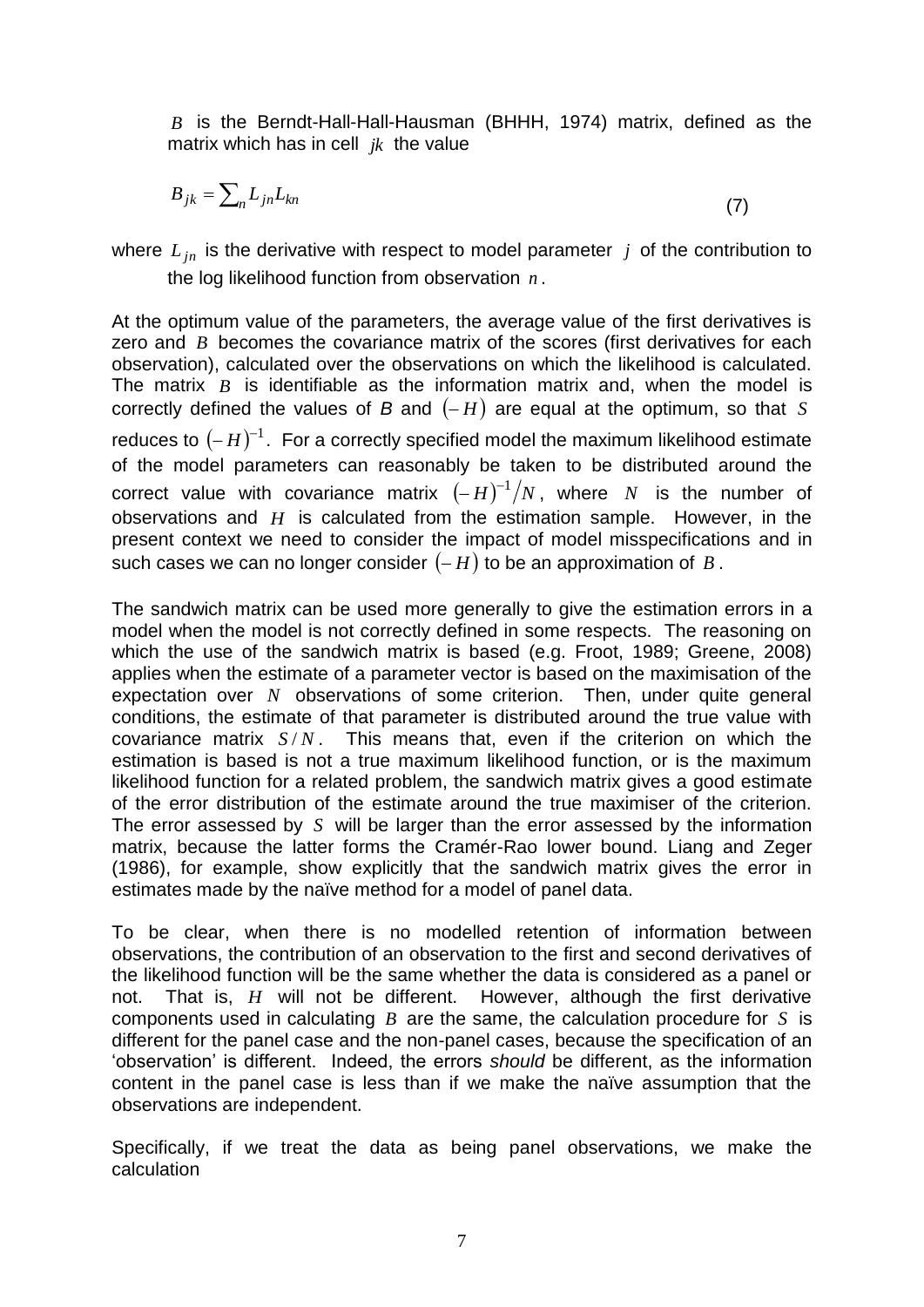$B$ is the Berndt-Hall-Hall-Hausman (BHHH, 1974) matrix, defined as the matrix which has in cell $jk$ the value

$$B_{jk} = \sum_n L_{jn} L_{kn} \tag{7}$$

where $L_{jn}$ is the derivative with respect to model parameter $j$ of the contribution to the log likelihood function from observation $n$.

At the optimum value of the parameters, the average value of the first derivatives is zero and $B$ becomes the covariance matrix of the scores (first derivatives for each observation), calculated over the observations on which the likelihood is calculated. The matrix $B$ is identifiable as the information matrix and, when the model is correctly defined the values of $B$ and $(-H)$ are equal at the optimum, so that $S$ reduces to $(-H)^{-1}$. For a correctly specified model the maximum likelihood estimate of the model parameters can reasonably be taken to be distributed around the correct value with covariance matrix $(-H)^{-1}/N$, where $N$ is the number of observations and $H$ is calculated from the estimation sample. However, in the present context we need to consider the impact of model misspecifications and in such cases we can no longer consider $(-H)$ to be an approximation of $B$.

The sandwich matrix can be used more generally to give the estimation errors in a model when the model is not correctly defined in some respects. The reasoning on which the use of the sandwich matrix is based (e.g. Froot, 1989; Greene, 2008) applies when the estimate of a parameter vector is based on the maximisation of the expectation over $N$ observations of some criterion. Then, under quite general conditions, the estimate of that parameter is distributed around the true value with covariance matrix $S/N$. This means that, even if the criterion on which the estimation is based is not a true maximum likelihood function, or is the maximum likelihood function for a related problem, the sandwich matrix gives a good estimate of the error distribution of the estimate around the true maximiser of the criterion. The error assessed by $S$ will be larger than the error assessed by the information matrix, because the latter forms the Cramér-Rao lower bound. Liang and Zeger (1986), for example, show explicitly that the sandwich matrix gives the error in estimates made by the naïve method for a model of panel data.

To be clear, when there is no modelled retention of information between observations, the contribution of an observation to the first and second derivatives of the likelihood function will be the same whether the data is considered as a panel or not. That is, $H$ will not be different. However, although the first derivative components used in calculating $B$ are the same, the calculation procedure for $S$ is different for the panel case and the non-panel cases, because the specification of an 'observation' is different. Indeed, the errors *should* be different, as the information content in the panel case is less than if we make the naïve assumption that the observations are independent.

Specifically, if we treat the data as being panel observations, we make the calculation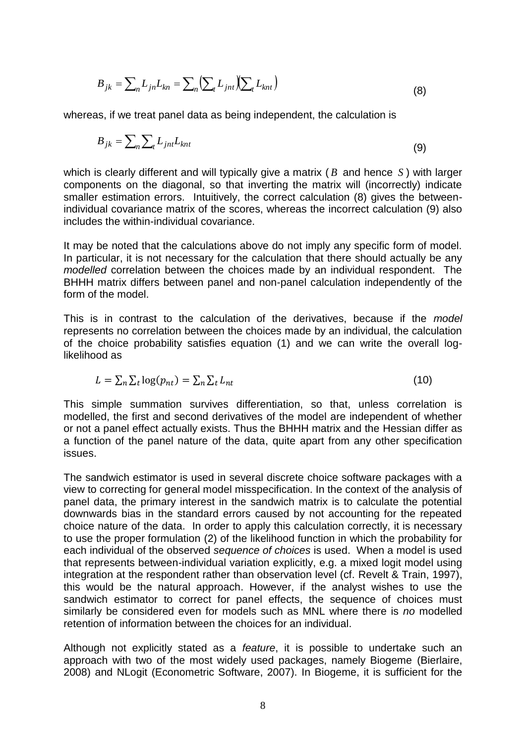$$B_{jk} = \sum_n L_{jn} L_{kn} = \sum_n \left(\sum_t L_{jnt}\right)\left(\sum_t L_{knt}\right) \tag{8}$$

whereas, if we treat panel data as being independent, the calculation is

$$B_{jk} = \sum_n \sum_t L_{jnt} L_{knt} \tag{9}$$

which is clearly different and will typically give a matrix ($B$ and hence $S$) with larger components on the diagonal, so that inverting the matrix will (incorrectly) indicate smaller estimation errors. Intuitively, the correct calculation (8) gives the between-individual covariance matrix of the scores, whereas the incorrect calculation (9) also includes the within-individual covariance.

It may be noted that the calculations above do not imply any specific form of model. In particular, it is not necessary for the calculation that there should actually be any *modelled* correlation between the choices made by an individual respondent. The BHHH matrix differs between panel and non-panel calculation independently of the form of the model.

This is in contrast to the calculation of the derivatives, because if the *model* represents no correlation between the choices made by an individual, the calculation of the choice probability satisfies equation (1) and we can write the overall log-likelihood as

$$L = \sum_n \sum_t \log(p_{nt}) = \sum_n \sum_t L_{nt} \tag{10}$$

This simple summation survives differentiation, so that, unless correlation is modelled, the first and second derivatives of the model are independent of whether or not a panel effect actually exists. Thus the BHHH matrix and the Hessian differ as a function of the panel nature of the data, quite apart from any other specification issues.

The sandwich estimator is used in several discrete choice software packages with a view to correcting for general model misspecification. In the context of the analysis of panel data, the primary interest in the sandwich matrix is to calculate the potential downwards bias in the standard errors caused by not accounting for the repeated choice nature of the data. In order to apply this calculation correctly, it is necessary to use the proper formulation (2) of the likelihood function in which the probability for each individual of the observed *sequence of choices* is used. When a model is used that represents between-individual variation explicitly, e.g. a mixed logit model using integration at the respondent rather than observation level (cf. Revelt & Train, 1997), this would be the natural approach. However, if the analyst wishes to use the sandwich estimator to correct for panel effects, the sequence of choices must similarly be considered even for models such as MNL where there is *no* modelled retention of information between the choices for an individual.

Although not explicitly stated as a *feature*, it is possible to undertake such an approach with two of the most widely used packages, namely Biogeme (Bierlaire, 2008) and NLogit (Econometric Software, 2007). In Biogeme, it is sufficient for the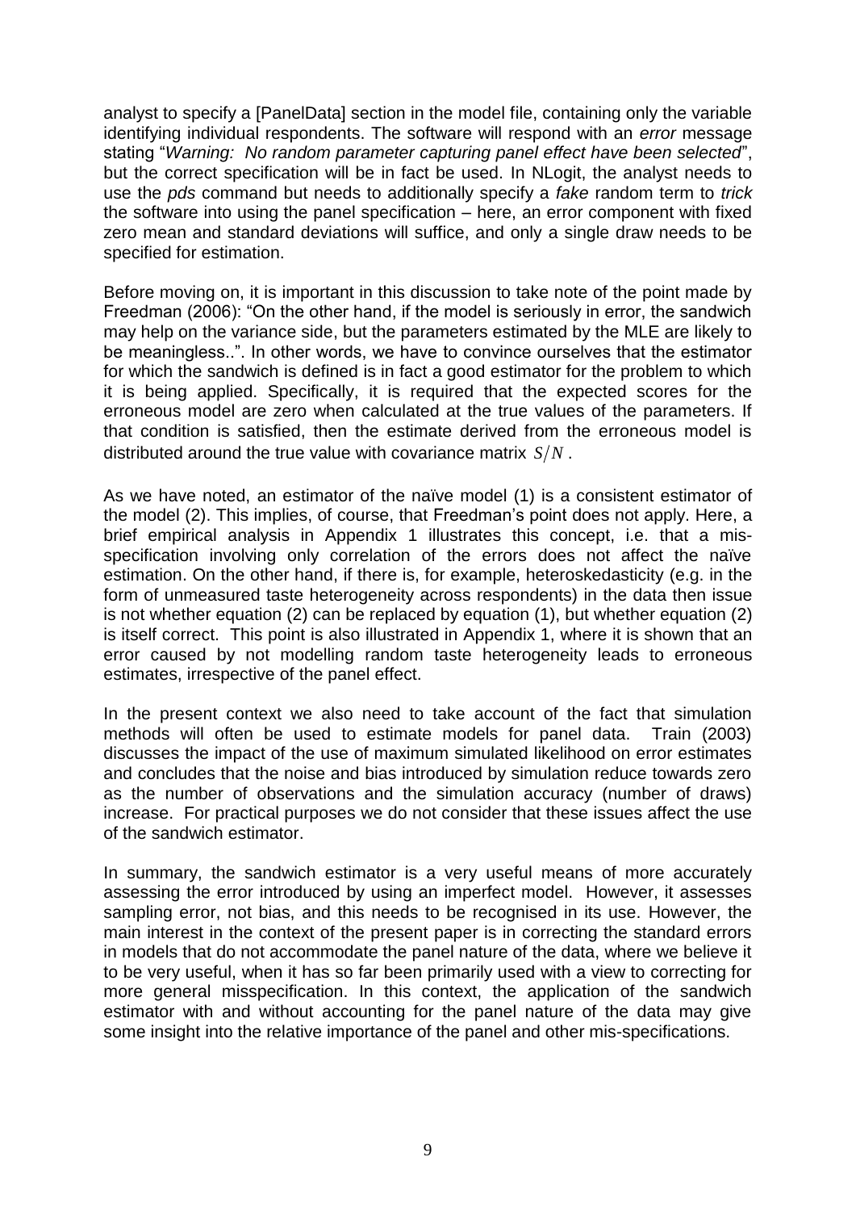analyst to specify a [PanelData] section in the model file, containing only the variable identifying individual respondents. The software will respond with an *error* message stating "*Warning: No random parameter capturing panel effect have been selected*", but the correct specification will be in fact be used. In NLogit, the analyst needs to use the *pds* command but needs to additionally specify a *fake* random term to *trick* the software into using the panel specification – here, an error component with fixed zero mean and standard deviations will suffice, and only a single draw needs to be specified for estimation.

Before moving on, it is important in this discussion to take note of the point made by Freedman (2006): "On the other hand, if the model is seriously in error, the sandwich may help on the variance side, but the parameters estimated by the MLE are likely to be meaningless..". In other words, we have to convince ourselves that the estimator for which the sandwich is defined is in fact a good estimator for the problem to which it is being applied. Specifically, it is required that the expected scores for the erroneous model are zero when calculated at the true values of the parameters. If that condition is satisfied, then the estimate derived from the erroneous model is distributed around the true value with covariance matrix $S/N$.

As we have noted, an estimator of the naïve model (1) is a consistent estimator of the model (2). This implies, of course, that Freedman's point does not apply. Here, a brief empirical analysis in Appendix 1 illustrates this concept, i.e. that a mis-specification involving only correlation of the errors does not affect the naïve estimation. On the other hand, if there is, for example, heteroskedasticity (e.g. in the form of unmeasured taste heterogeneity across respondents) in the data then issue is not whether equation (2) can be replaced by equation (1), but whether equation (2) is itself correct. This point is also illustrated in Appendix 1, where it is shown that an error caused by not modelling random taste heterogeneity leads to erroneous estimates, irrespective of the panel effect.

In the present context we also need to take account of the fact that simulation methods will often be used to estimate models for panel data. Train (2003) discusses the impact of the use of maximum simulated likelihood on error estimates and concludes that the noise and bias introduced by simulation reduce towards zero as the number of observations and the simulation accuracy (number of draws) increase. For practical purposes we do not consider that these issues affect the use of the sandwich estimator.

In summary, the sandwich estimator is a very useful means of more accurately assessing the error introduced by using an imperfect model. However, it assesses sampling error, not bias, and this needs to be recognised in its use. However, the main interest in the context of the present paper is in correcting the standard errors in models that do not accommodate the panel nature of the data, where we believe it to be very useful, when it has so far been primarily used with a view to correcting for more general misspecification. In this context, the application of the sandwich estimator with and without accounting for the panel nature of the data may give some insight into the relative importance of the panel and other mis-specifications.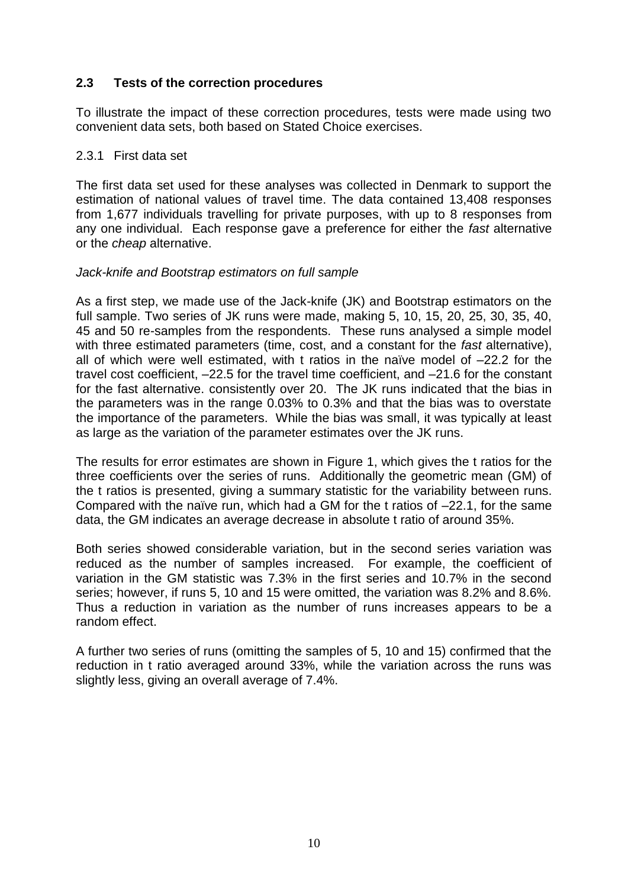## 2.3 Tests of the correction procedures

To illustrate the impact of these correction procedures, tests were made using two convenient data sets, both based on Stated Choice exercises.

### 2.3.1 First data set

The first data set used for these analyses was collected in Denmark to support the estimation of national values of travel time. The data contained 13,408 responses from 1,677 individuals travelling for private purposes, with up to 8 responses from any one individual. Each response gave a preference for either the *fast* alternative or the *cheap* alternative.

*Jack-knife and Bootstrap estimators on full sample*

As a first step, we made use of the Jack-knife (JK) and Bootstrap estimators on the full sample. Two series of JK runs were made, making 5, 10, 15, 20, 25, 30, 35, 40, 45 and 50 re-samples from the respondents. These runs analysed a simple model with three estimated parameters (time, cost, and a constant for the *fast* alternative), all of which were well estimated, with t ratios in the naïve model of –22.2 for the travel cost coefficient, –22.5 for the travel time coefficient, and –21.6 for the constant for the fast alternative. consistently over 20. The JK runs indicated that the bias in the parameters was in the range 0.03% to 0.3% and that the bias was to overstate the importance of the parameters. While the bias was small, it was typically at least as large as the variation of the parameter estimates over the JK runs.

The results for error estimates are shown in Figure 1, which gives the t ratios for the three coefficients over the series of runs. Additionally the geometric mean (GM) of the t ratios is presented, giving a summary statistic for the variability between runs. Compared with the naïve run, which had a GM for the t ratios of –22.1, for the same data, the GM indicates an average decrease in absolute t ratio of around 35%.

Both series showed considerable variation, but in the second series variation was reduced as the number of samples increased. For example, the coefficient of variation in the GM statistic was 7.3% in the first series and 10.7% in the second series; however, if runs 5, 10 and 15 were omitted, the variation was 8.2% and 8.6%. Thus a reduction in variation as the number of runs increases appears to be a random effect.

A further two series of runs (omitting the samples of 5, 10 and 15) confirmed that the reduction in t ratio averaged around 33%, while the variation across the runs was slightly less, giving an overall average of 7.4%.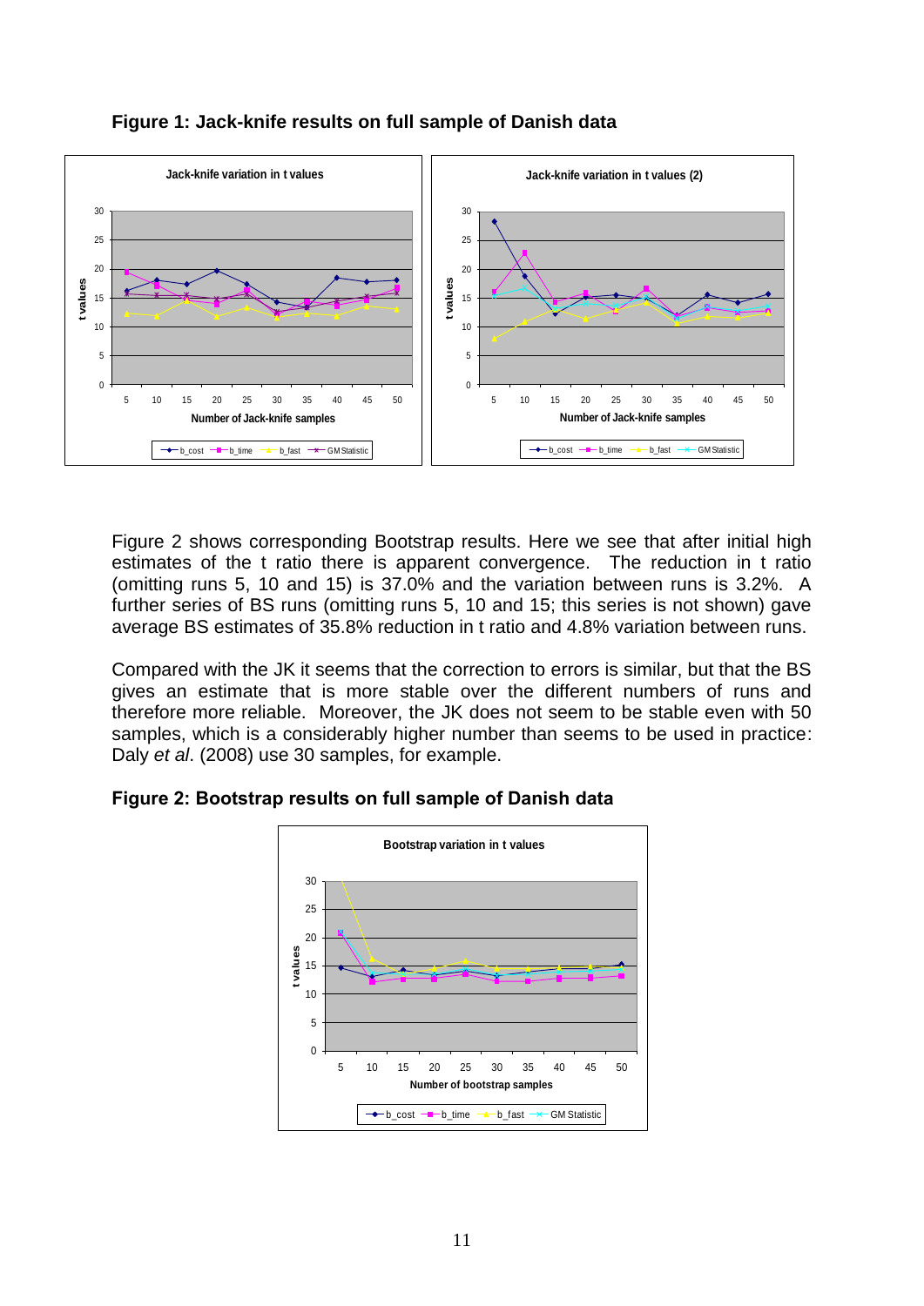**Figure 1: Jack-knife results on full sample of Danish data**

Figure 2 shows corresponding Bootstrap results. Here we see that after initial high estimates of the t ratio there is apparent convergence. The reduction in t ratio (omitting runs 5, 10 and 15) is 37.0% and the variation between runs is 3.2%. A further series of BS runs (omitting runs 5, 10 and 15; this series is not shown) gave average BS estimates of 35.8% reduction in t ratio and 4.8% variation between runs.

Compared with the JK it seems that the correction to errors is similar, but that the BS gives an estimate that is more stable over the different numbers of runs and therefore more reliable. Moreover, the JK does not seem to be stable even with 50 samples, which is a considerably higher number than seems to be used in practice: Daly *et al*. (2008) use 30 samples, for example.

**Figure 2: Bootstrap results on full sample of Danish data**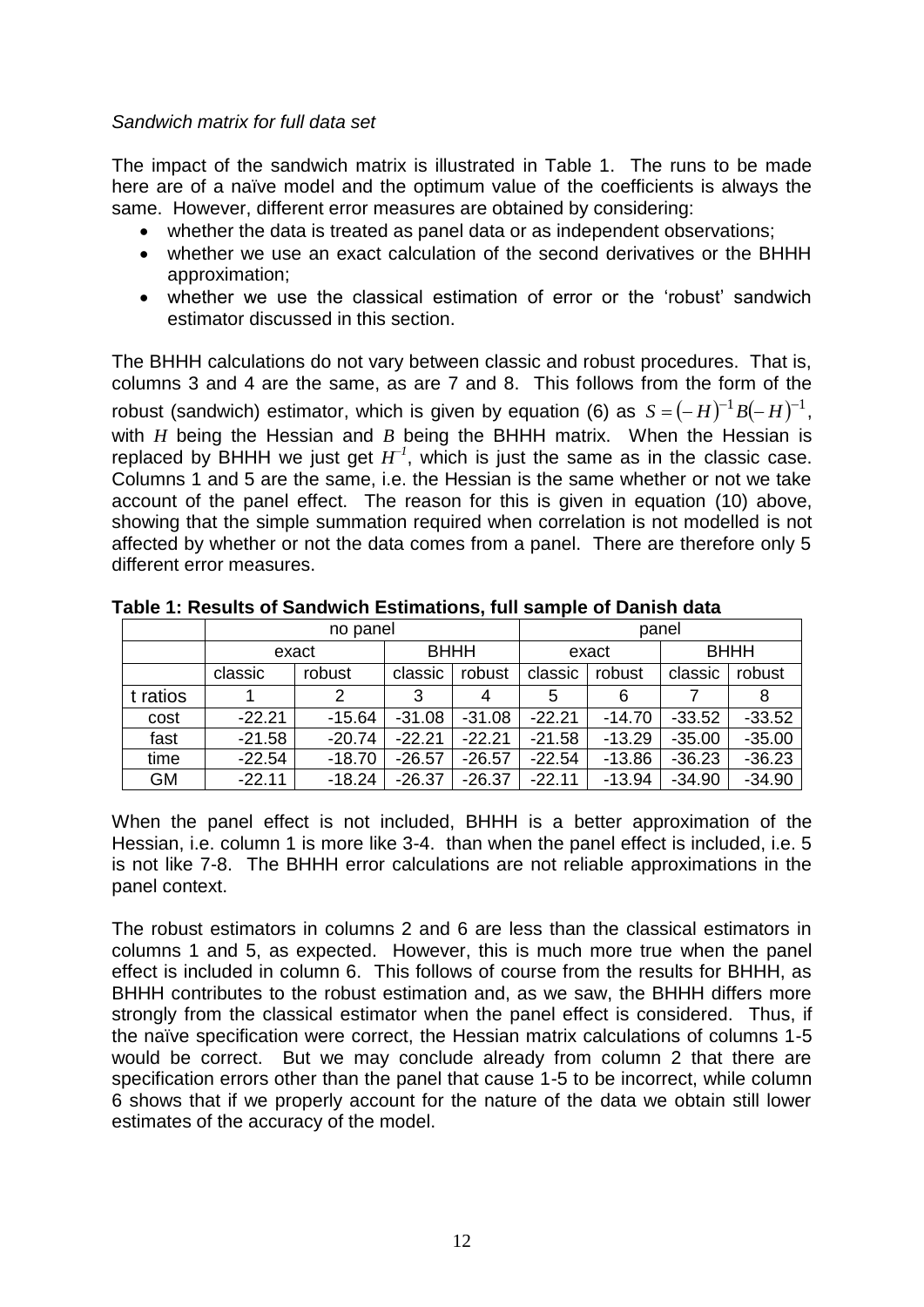*Sandwich matrix for full data set*

The impact of the sandwich matrix is illustrated in Table 1. The runs to be made here are of a naïve model and the optimum value of the coefficients is always the same. However, different error measures are obtained by considering:

- whether the data is treated as panel data or as independent observations;
- whether we use an exact calculation of the second derivatives or the BHHH approximation;
- whether we use the classical estimation of error or the 'robust' sandwich estimator discussed in this section.

The BHHH calculations do not vary between classic and robust procedures. That is, columns 3 and 4 are the same, as are 7 and 8. This follows from the form of the robust (sandwich) estimator, which is given by equation (6) as $S = (-H)^{-1} B (-H)^{-1}$, with $H$ being the Hessian and $B$ being the BHHH matrix. When the Hessian is replaced by BHHH we just get $H^{-1}$, which is just the same as in the classic case. Columns 1 and 5 are the same, i.e. the Hessian is the same whether or not we take account of the panel effect. The reason for this is given in equation (10) above, showing that the simple summation required when correlation is not modelled is not affected by whether or not the data comes from a panel. There are therefore only 5 different error measures.

**Table 1: Results of Sandwich Estimations, full sample of Danish data**

| | no panel | | | | panel | | | |
|---|---|---|---|---|---|---|---|---|
| | exact | | BHHH | | exact | | BHHH | |
| | classic | robust | classic | robust | classic | robust | classic | robust |
| t ratios | 1 | 2 | 3 | 4 | 5 | 6 | 7 | 8 |
| cost | -22.21 | -15.64 | -31.08 | -31.08 | -22.21 | -14.70 | -33.52 | -33.52 |
| fast | -21.58 | -20.74 | -22.21 | -22.21 | -21.58 | -13.29 | -35.00 | -35.00 |
| time | -22.54 | -18.70 | -26.57 | -26.57 | -22.54 | -13.86 | -36.23 | -36.23 |
| GM | -22.11 | -18.24 | -26.37 | -26.37 | -22.11 | -13.94 | -34.90 | -34.90 |

When the panel effect is not included, BHHH is a better approximation of the Hessian, i.e. column 1 is more like 3-4. than when the panel effect is included, i.e. 5 is not like 7-8. The BHHH error calculations are not reliable approximations in the panel context.

The robust estimators in columns 2 and 6 are less than the classical estimators in columns 1 and 5, as expected. However, this is much more true when the panel effect is included in column 6. This follows of course from the results for BHHH, as BHHH contributes to the robust estimation and, as we saw, the BHHH differs more strongly from the classical estimator when the panel effect is considered. Thus, if the naïve specification were correct, the Hessian matrix calculations of columns 1-5 would be correct. But we may conclude already from column 2 that there are specification errors other than the panel that cause 1-5 to be incorrect, while column 6 shows that if we properly account for the nature of the data we obtain still lower estimates of the accuracy of the model.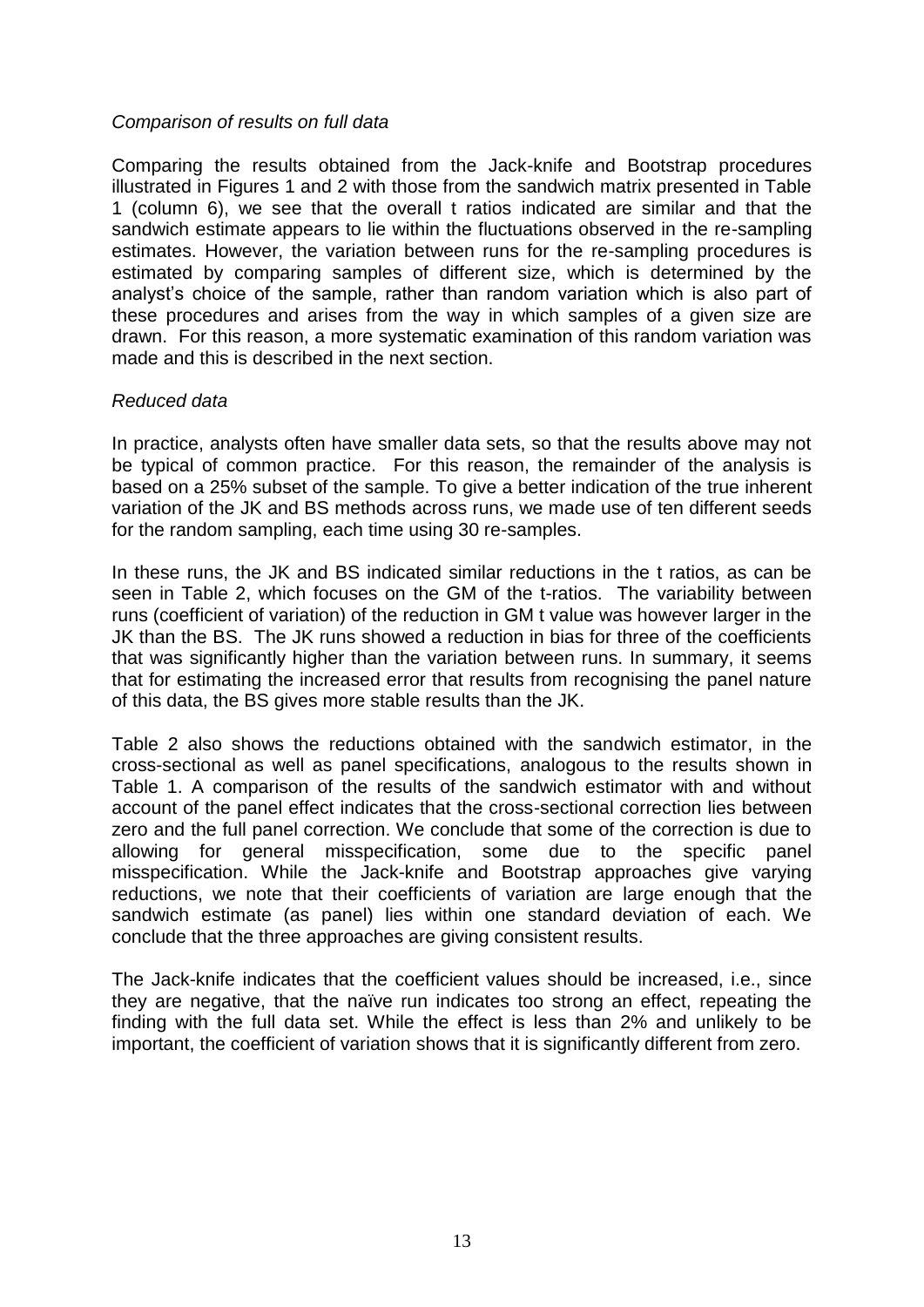*Comparison of results on full data*

Comparing the results obtained from the Jack-knife and Bootstrap procedures illustrated in Figures 1 and 2 with those from the sandwich matrix presented in Table 1 (column 6), we see that the overall t ratios indicated are similar and that the sandwich estimate appears to lie within the fluctuations observed in the re-sampling estimates. However, the variation between runs for the re-sampling procedures is estimated by comparing samples of different size, which is determined by the analyst's choice of the sample, rather than random variation which is also part of these procedures and arises from the way in which samples of a given size are drawn. For this reason, a more systematic examination of this random variation was made and this is described in the next section.

*Reduced data*

In practice, analysts often have smaller data sets, so that the results above may not be typical of common practice. For this reason, the remainder of the analysis is based on a 25% subset of the sample. To give a better indication of the true inherent variation of the JK and BS methods across runs, we made use of ten different seeds for the random sampling, each time using 30 re-samples.

In these runs, the JK and BS indicated similar reductions in the t ratios, as can be seen in Table 2, which focuses on the GM of the t-ratios. The variability between runs (coefficient of variation) of the reduction in GM t value was however larger in the JK than the BS. The JK runs showed a reduction in bias for three of the coefficients that was significantly higher than the variation between runs. In summary, it seems that for estimating the increased error that results from recognising the panel nature of this data, the BS gives more stable results than the JK.

Table 2 also shows the reductions obtained with the sandwich estimator, in the cross-sectional as well as panel specifications, analogous to the results shown in Table 1. A comparison of the results of the sandwich estimator with and without account of the panel effect indicates that the cross-sectional correction lies between zero and the full panel correction. We conclude that some of the correction is due to allowing for general misspecification, some due to the specific panel misspecification. While the Jack-knife and Bootstrap approaches give varying reductions, we note that their coefficients of variation are large enough that the sandwich estimate (as panel) lies within one standard deviation of each. We conclude that the three approaches are giving consistent results.

The Jack-knife indicates that the coefficient values should be increased, i.e., since they are negative, that the naïve run indicates too strong an effect, repeating the finding with the full data set. While the effect is less than 2% and unlikely to be important, the coefficient of variation shows that it is significantly different from zero.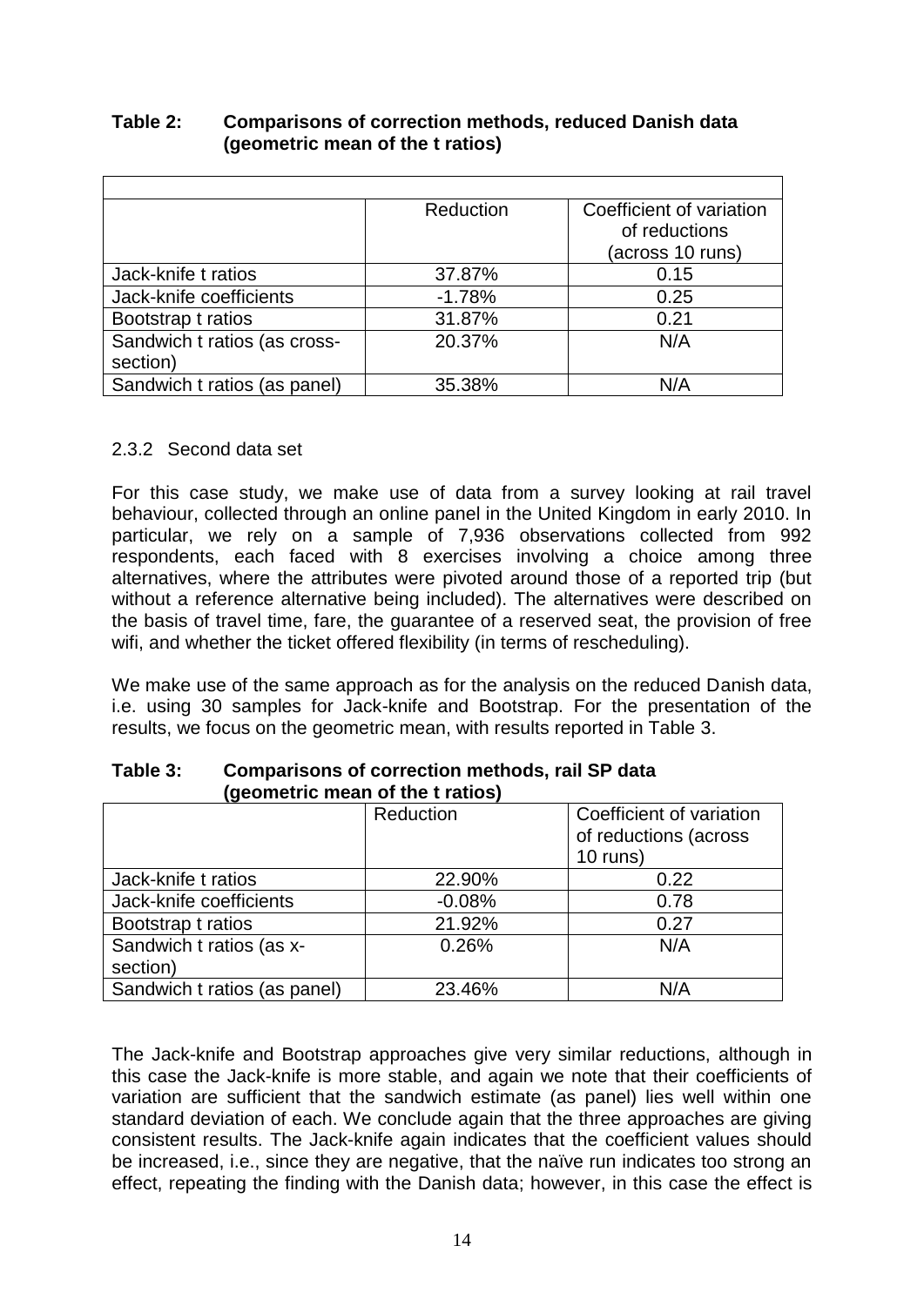**Table 2: Comparisons of correction methods, reduced Danish data (geometric mean of the t ratios)**

| | Reduction | Coefficient of variation of reductions (across 10 runs) |
|---|---|---|
| Jack-knife t ratios | 37.87% | 0.15 |
| Jack-knife coefficients | -1.78% | 0.25 |
| Bootstrap t ratios | 31.87% | 0.21 |
| Sandwich t ratios (as cross-section) | 20.37% | N/A |
| Sandwich t ratios (as panel) | 35.38% | N/A |

### 2.3.2 Second data set

For this case study, we make use of data from a survey looking at rail travel behaviour, collected through an online panel in the United Kingdom in early 2010. In particular, we rely on a sample of 7,936 observations collected from 992 respondents, each faced with 8 exercises involving a choice among three alternatives, where the attributes were pivoted around those of a reported trip (but without a reference alternative being included). The alternatives were described on the basis of travel time, fare, the guarantee of a reserved seat, the provision of free wifi, and whether the ticket offered flexibility (in terms of rescheduling).

We make use of the same approach as for the analysis on the reduced Danish data, i.e. using 30 samples for Jack-knife and Bootstrap. For the presentation of the results, we focus on the geometric mean, with results reported in Table 3.

**Table 3: Comparisons of correction methods, rail SP data (geometric mean of the t ratios)**

| | Reduction | Coefficient of variation of reductions (across 10 runs) |
|---|---|---|
| Jack-knife t ratios | 22.90% | 0.22 |
| Jack-knife coefficients | -0.08% | 0.78 |
| Bootstrap t ratios | 21.92% | 0.27 |
| Sandwich t ratios (as x-section) | 0.26% | N/A |
| Sandwich t ratios (as panel) | 23.46% | N/A |

The Jack-knife and Bootstrap approaches give very similar reductions, although in this case the Jack-knife is more stable, and again we note that their coefficients of variation are sufficient that the sandwich estimate (as panel) lies well within one standard deviation of each. We conclude again that the three approaches are giving consistent results. The Jack-knife again indicates that the coefficient values should be increased, i.e., since they are negative, that the naïve run indicates too strong an effect, repeating the finding with the Danish data; however, in this case the effect is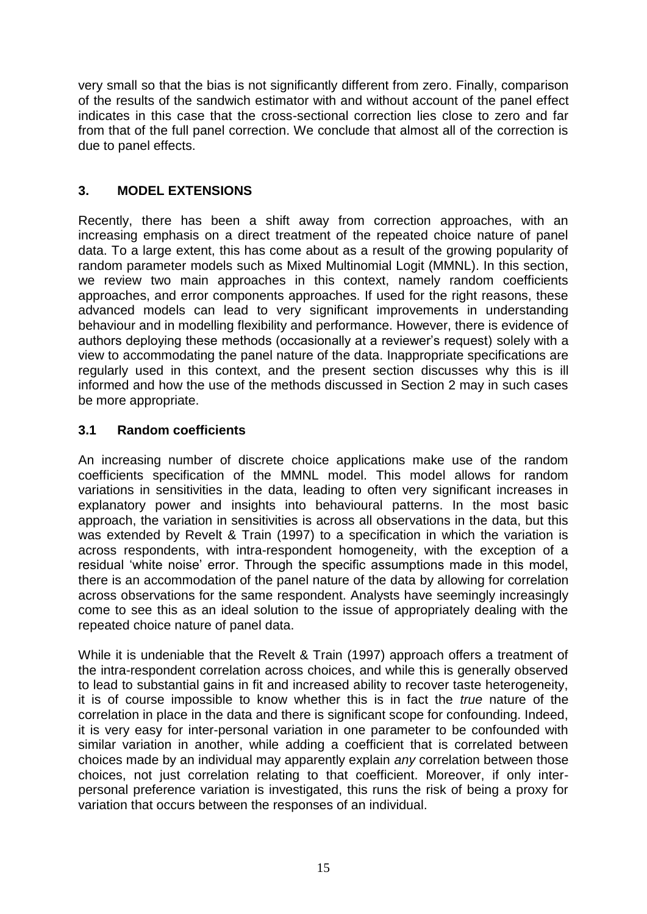very small so that the bias is not significantly different from zero. Finally, comparison of the results of the sandwich estimator with and without account of the panel effect indicates in this case that the cross-sectional correction lies close to zero and far from that of the full panel correction. We conclude that almost all of the correction is due to panel effects.

## 3. MODEL EXTENSIONS

Recently, there has been a shift away from correction approaches, with an increasing emphasis on a direct treatment of the repeated choice nature of panel data. To a large extent, this has come about as a result of the growing popularity of random parameter models such as Mixed Multinomial Logit (MMNL). In this section, we review two main approaches in this context, namely random coefficients approaches, and error components approaches. If used for the right reasons, these advanced models can lead to very significant improvements in understanding behaviour and in modelling flexibility and performance. However, there is evidence of authors deploying these methods (occasionally at a reviewer's request) solely with a view to accommodating the panel nature of the data. Inappropriate specifications are regularly used in this context, and the present section discusses why this is ill informed and how the use of the methods discussed in Section 2 may in such cases be more appropriate.

### 3.1 Random coefficients

An increasing number of discrete choice applications make use of the random coefficients specification of the MMNL model. This model allows for random variations in sensitivities in the data, leading to often very significant increases in explanatory power and insights into behavioural patterns. In the most basic approach, the variation in sensitivities is across all observations in the data, but this was extended by Revelt & Train (1997) to a specification in which the variation is across respondents, with intra-respondent homogeneity, with the exception of a residual 'white noise' error. Through the specific assumptions made in this model, there is an accommodation of the panel nature of the data by allowing for correlation across observations for the same respondent. Analysts have seemingly increasingly come to see this as an ideal solution to the issue of appropriately dealing with the repeated choice nature of panel data.

While it is undeniable that the Revelt & Train (1997) approach offers a treatment of the intra-respondent correlation across choices, and while this is generally observed to lead to substantial gains in fit and increased ability to recover taste heterogeneity, it is of course impossible to know whether this is in fact the *true* nature of the correlation in place in the data and there is significant scope for confounding. Indeed, it is very easy for inter-personal variation in one parameter to be confounded with similar variation in another, while adding a coefficient that is correlated between choices made by an individual may apparently explain *any* correlation between those choices, not just correlation relating to that coefficient. Moreover, if only inter-personal preference variation is investigated, this runs the risk of being a proxy for variation that occurs between the responses of an individual.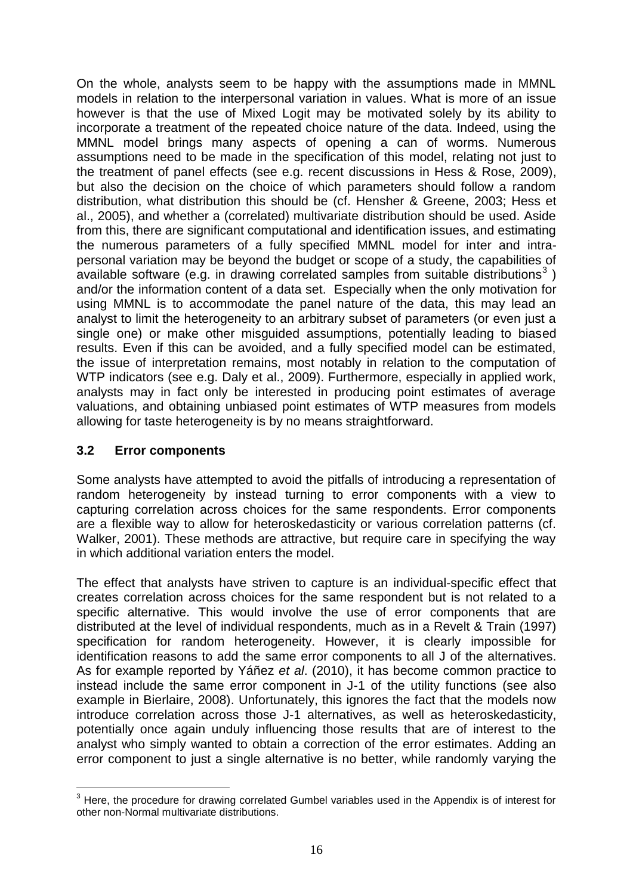On the whole, analysts seem to be happy with the assumptions made in MMNL models in relation to the interpersonal variation in values. What is more of an issue however is that the use of Mixed Logit may be motivated solely by its ability to incorporate a treatment of the repeated choice nature of the data. Indeed, using the MMNL model brings many aspects of opening a can of worms. Numerous assumptions need to be made in the specification of this model, relating not just to the treatment of panel effects (see e.g. recent discussions in Hess & Rose, 2009), but also the decision on the choice of which parameters should follow a random distribution, what distribution this should be (cf. Hensher & Greene, 2003; Hess et al., 2005), and whether a (correlated) multivariate distribution should be used. Aside from this, there are significant computational and identification issues, and estimating the numerous parameters of a fully specified MMNL model for inter and intra-personal variation may be beyond the budget or scope of a study, the capabilities of available software (e.g. in drawing correlated samples from suitable distributions[3] ) and/or the information content of a data set. Especially when the only motivation for using MMNL is to accommodate the panel nature of the data, this may lead an analyst to limit the heterogeneity to an arbitrary subset of parameters (or even just a single one) or make other misguided assumptions, potentially leading to biased results. Even if this can be avoided, and a fully specified model can be estimated, the issue of interpretation remains, most notably in relation to the computation of WTP indicators (see e.g. Daly et al., 2009). Furthermore, especially in applied work, analysts may in fact only be interested in producing point estimates of average valuations, and obtaining unbiased point estimates of WTP measures from models allowing for taste heterogeneity is by no means straightforward.

### 3.2 Error components

Some analysts have attempted to avoid the pitfalls of introducing a representation of random heterogeneity by instead turning to error components with a view to capturing correlation across choices for the same respondents. Error components are a flexible way to allow for heteroskedasticity or various correlation patterns (cf. Walker, 2001). These methods are attractive, but require care in specifying the way in which additional variation enters the model.

The effect that analysts have striven to capture is an individual-specific effect that creates correlation across choices for the same respondent but is not related to a specific alternative. This would involve the use of error components that are distributed at the level of individual respondents, much as in a Revelt & Train (1997) specification for random heterogeneity. However, it is clearly impossible for identification reasons to add the same error components to all J of the alternatives. As for example reported by Yáñez *et al*. (2010), it has become common practice to instead include the same error component in J-1 of the utility functions (see also example in Bierlaire, 2008). Unfortunately, this ignores the fact that the models now introduce correlation across those J-1 alternatives, as well as heteroskedasticity, potentially once again unduly influencing those results that are of interest to the analyst who simply wanted to obtain a correction of the error estimates. Adding an error component to just a single alternative is no better, while randomly varying the

[3] Here, the procedure for drawing correlated Gumbel variables used in the Appendix is of interest for other non-Normal multivariate distributions.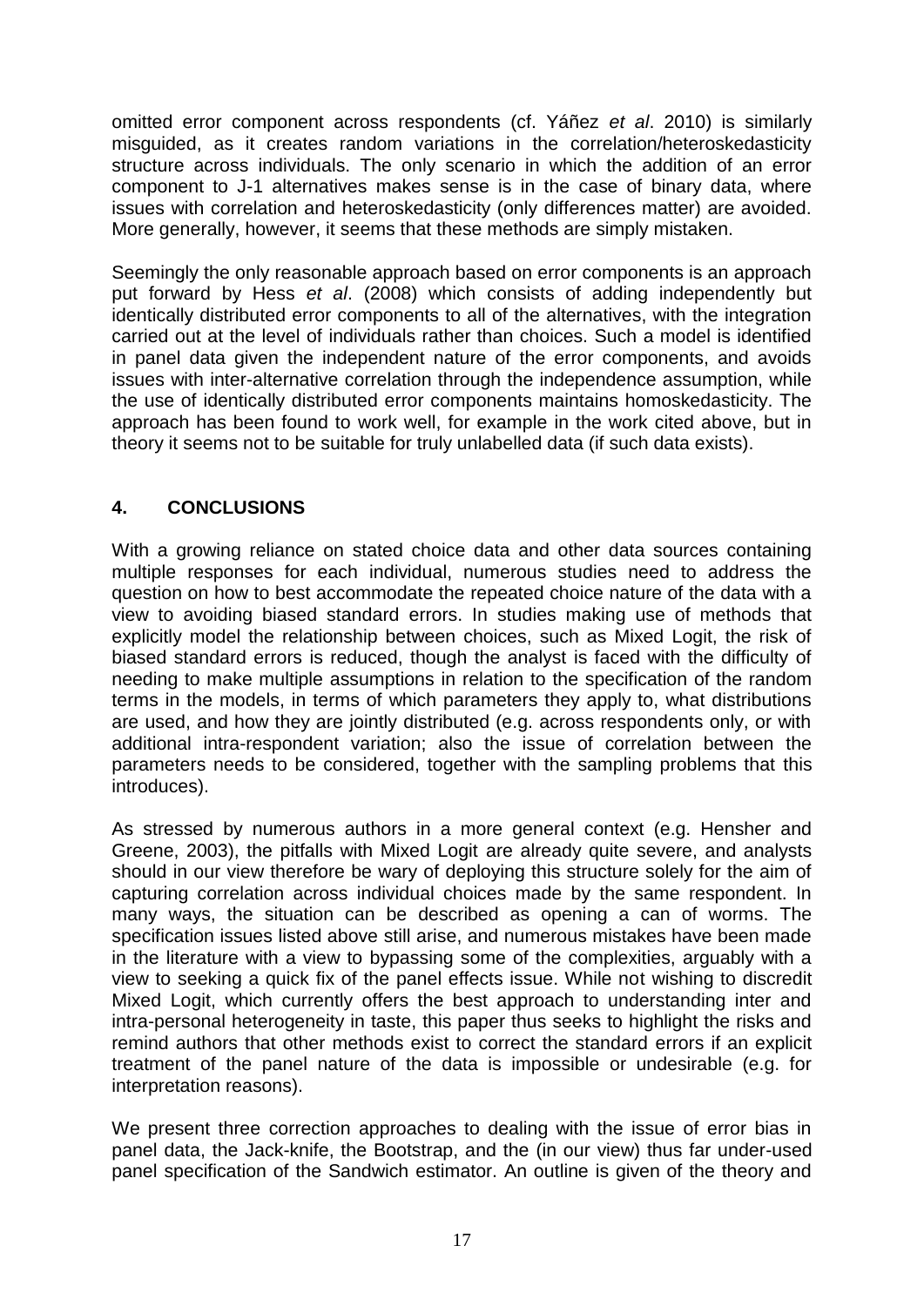omitted error component across respondents (cf. Yáñez *et al*. 2010) is similarly misguided, as it creates random variations in the correlation/heteroskedasticity structure across individuals. The only scenario in which the addition of an error component to J-1 alternatives makes sense is in the case of binary data, where issues with correlation and heteroskedasticity (only differences matter) are avoided. More generally, however, it seems that these methods are simply mistaken.

Seemingly the only reasonable approach based on error components is an approach put forward by Hess *et al*. (2008) which consists of adding independently but identically distributed error components to all of the alternatives, with the integration carried out at the level of individuals rather than choices. Such a model is identified in panel data given the independent nature of the error components, and avoids issues with inter-alternative correlation through the independence assumption, while the use of identically distributed error components maintains homoskedasticity. The approach has been found to work well, for example in the work cited above, but in theory it seems not to be suitable for truly unlabelled data (if such data exists).

## 4. CONCLUSIONS

With a growing reliance on stated choice data and other data sources containing multiple responses for each individual, numerous studies need to address the question on how to best accommodate the repeated choice nature of the data with a view to avoiding biased standard errors. In studies making use of methods that explicitly model the relationship between choices, such as Mixed Logit, the risk of biased standard errors is reduced, though the analyst is faced with the difficulty of needing to make multiple assumptions in relation to the specification of the random terms in the models, in terms of which parameters they apply to, what distributions are used, and how they are jointly distributed (e.g. across respondents only, or with additional intra-respondent variation; also the issue of correlation between the parameters needs to be considered, together with the sampling problems that this introduces).

As stressed by numerous authors in a more general context (e.g. Hensher and Greene, 2003), the pitfalls with Mixed Logit are already quite severe, and analysts should in our view therefore be wary of deploying this structure solely for the aim of capturing correlation across individual choices made by the same respondent. In many ways, the situation can be described as opening a can of worms. The specification issues listed above still arise, and numerous mistakes have been made in the literature with a view to bypassing some of the complexities, arguably with a view to seeking a quick fix of the panel effects issue. While not wishing to discredit Mixed Logit, which currently offers the best approach to understanding inter and intra-personal heterogeneity in taste, this paper thus seeks to highlight the risks and remind authors that other methods exist to correct the standard errors if an explicit treatment of the panel nature of the data is impossible or undesirable (e.g. for interpretation reasons).

We present three correction approaches to dealing with the issue of error bias in panel data, the Jack-knife, the Bootstrap, and the (in our view) thus far under-used panel specification of the Sandwich estimator. An outline is given of the theory and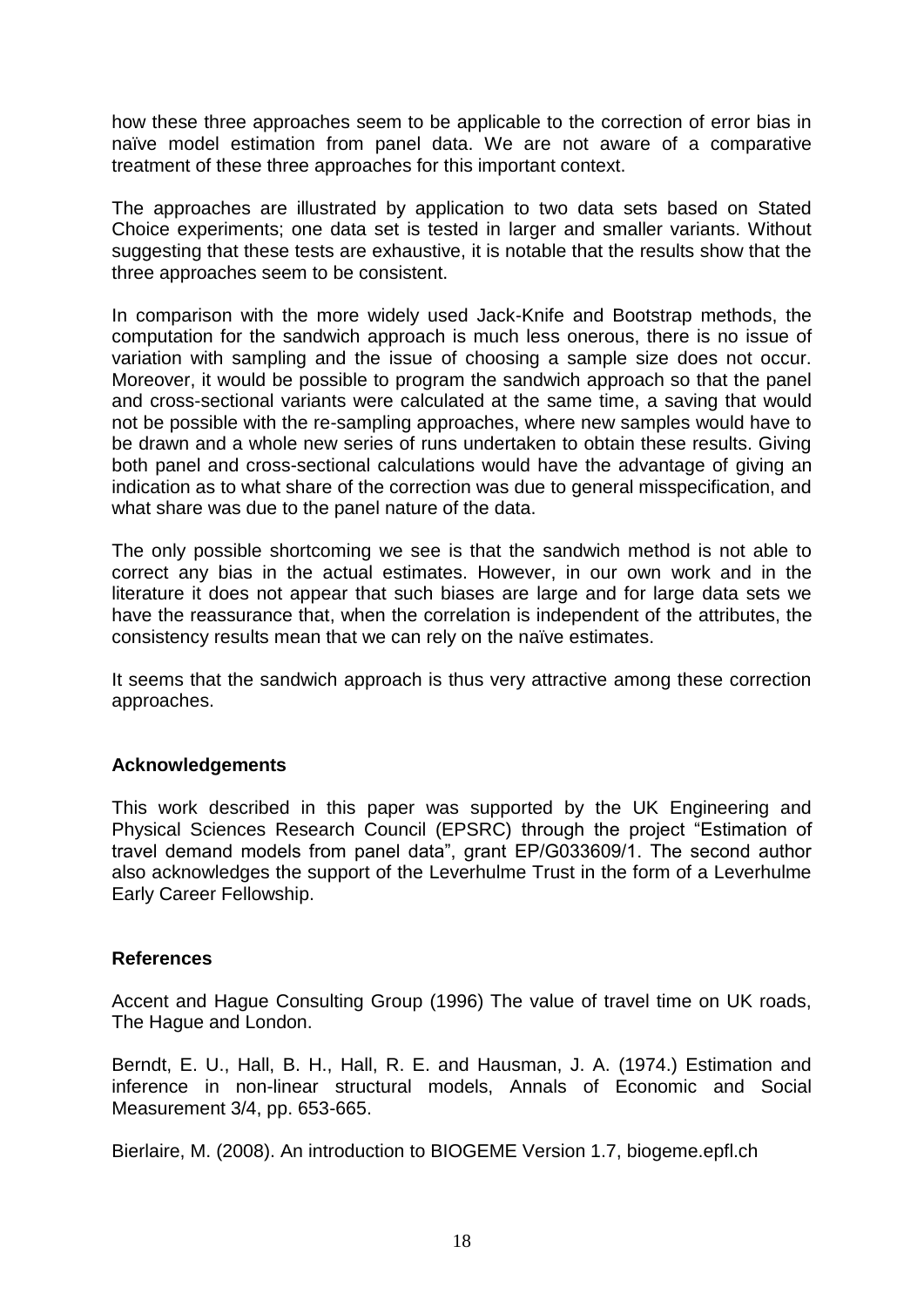how these three approaches seem to be applicable to the correction of error bias in naïve model estimation from panel data. We are not aware of a comparative treatment of these three approaches for this important context.

The approaches are illustrated by application to two data sets based on Stated Choice experiments; one data set is tested in larger and smaller variants. Without suggesting that these tests are exhaustive, it is notable that the results show that the three approaches seem to be consistent.

In comparison with the more widely used Jack-Knife and Bootstrap methods, the computation for the sandwich approach is much less onerous, there is no issue of variation with sampling and the issue of choosing a sample size does not occur. Moreover, it would be possible to program the sandwich approach so that the panel and cross-sectional variants were calculated at the same time, a saving that would not be possible with the re-sampling approaches, where new samples would have to be drawn and a whole new series of runs undertaken to obtain these results. Giving both panel and cross-sectional calculations would have the advantage of giving an indication as to what share of the correction was due to general misspecification, and what share was due to the panel nature of the data.

The only possible shortcoming we see is that the sandwich method is not able to correct any bias in the actual estimates. However, in our own work and in the literature it does not appear that such biases are large and for large data sets we have the reassurance that, when the correlation is independent of the attributes, the consistency results mean that we can rely on the naïve estimates.

It seems that the sandwich approach is thus very attractive among these correction approaches.

## Acknowledgements

This work described in this paper was supported by the UK Engineering and Physical Sciences Research Council (EPSRC) through the project "Estimation of travel demand models from panel data", grant EP/G033609/1. The second author also acknowledges the support of the Leverhulme Trust in the form of a Leverhulme Early Career Fellowship.

## References

Accent and Hague Consulting Group (1996) The value of travel time on UK roads, The Hague and London.

Berndt, E. U., Hall, B. H., Hall, R. E. and Hausman, J. A. (1974.) Estimation and inference in non-linear structural models, Annals of Economic and Social Measurement 3/4, pp. 653-665.

Bierlaire, M. (2008). An introduction to BIOGEME Version 1.7, biogeme.epfl.ch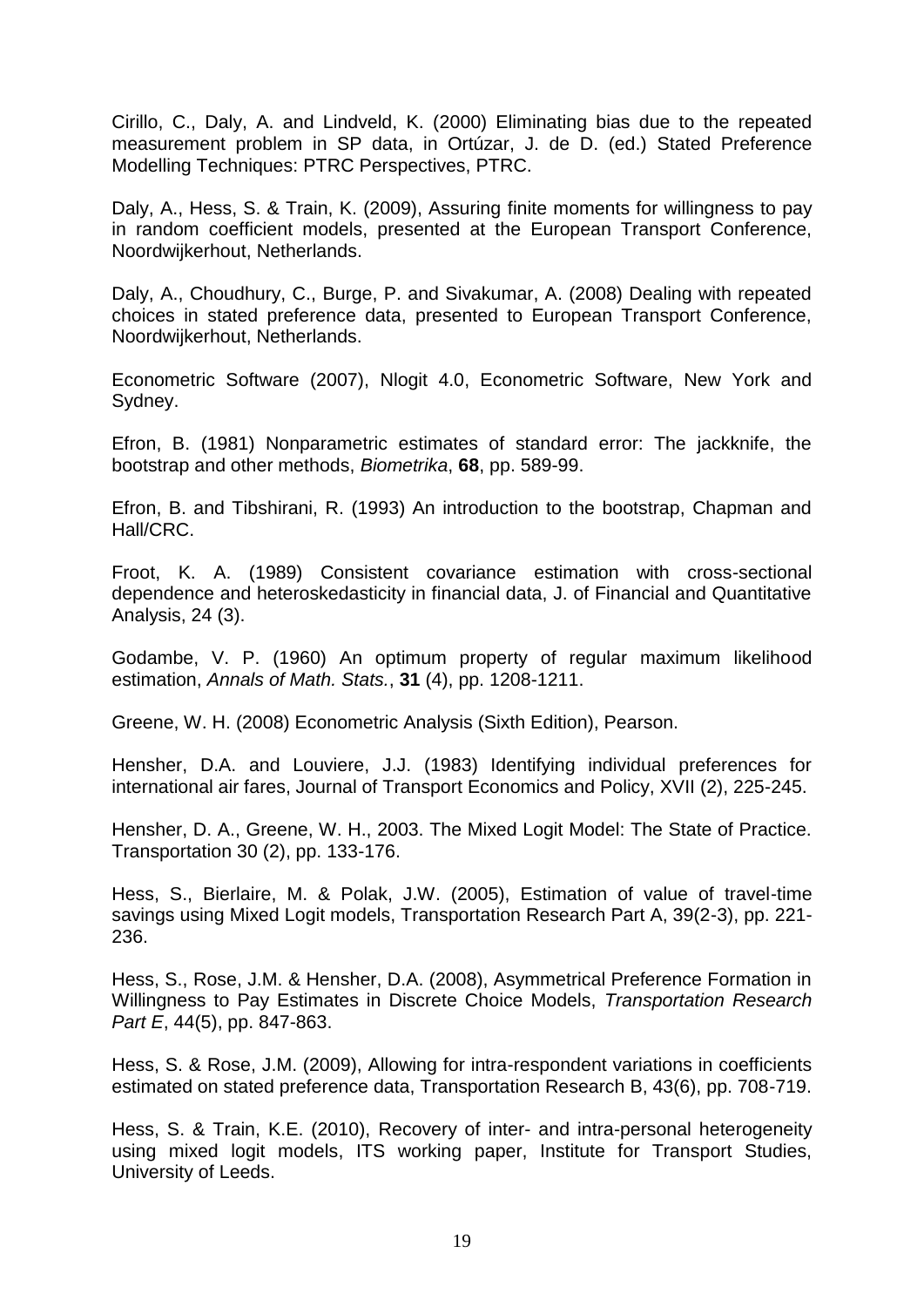Cirillo, C., Daly, A. and Lindveld, K. (2000) Eliminating bias due to the repeated measurement problem in SP data, in Ortúzar, J. de D. (ed.) Stated Preference Modelling Techniques: PTRC Perspectives, PTRC.

Daly, A., Hess, S. & Train, K. (2009), Assuring finite moments for willingness to pay in random coefficient models, presented at the European Transport Conference, Noordwijkerhout, Netherlands.

Daly, A., Choudhury, C., Burge, P. and Sivakumar, A. (2008) Dealing with repeated choices in stated preference data, presented to European Transport Conference, Noordwijkerhout, Netherlands.

Econometric Software (2007), Nlogit 4.0, Econometric Software, New York and Sydney.

Efron, B. (1981) Nonparametric estimates of standard error: The jackknife, the bootstrap and other methods, *Biometrika*, **68**, pp. 589-99.

Efron, B. and Tibshirani, R. (1993) An introduction to the bootstrap, Chapman and Hall/CRC.

Froot, K. A. (1989) Consistent covariance estimation with cross-sectional dependence and heteroskedasticity in financial data, J. of Financial and Quantitative Analysis, 24 (3).

Godambe, V. P. (1960) An optimum property of regular maximum likelihood estimation, *Annals of Math. Stats.*, **31** (4), pp. 1208-1211.

Greene, W. H. (2008) Econometric Analysis (Sixth Edition), Pearson.

Hensher, D.A. and Louviere, J.J. (1983) Identifying individual preferences for international air fares, Journal of Transport Economics and Policy, XVII (2), 225-245.

Hensher, D. A., Greene, W. H., 2003. The Mixed Logit Model: The State of Practice. Transportation 30 (2), pp. 133-176.

Hess, S., Bierlaire, M. & Polak, J.W. (2005), Estimation of value of travel-time savings using Mixed Logit models, Transportation Research Part A, 39(2-3), pp. 221-236.

Hess, S., Rose, J.M. & Hensher, D.A. (2008), Asymmetrical Preference Formation in Willingness to Pay Estimates in Discrete Choice Models, *Transportation Research Part E*, 44(5), pp. 847-863.

Hess, S. & Rose, J.M. (2009), Allowing for intra-respondent variations in coefficients estimated on stated preference data, Transportation Research B, 43(6), pp. 708-719.

Hess, S. & Train, K.E. (2010), Recovery of inter- and intra-personal heterogeneity using mixed logit models, ITS working paper, Institute for Transport Studies, University of Leeds.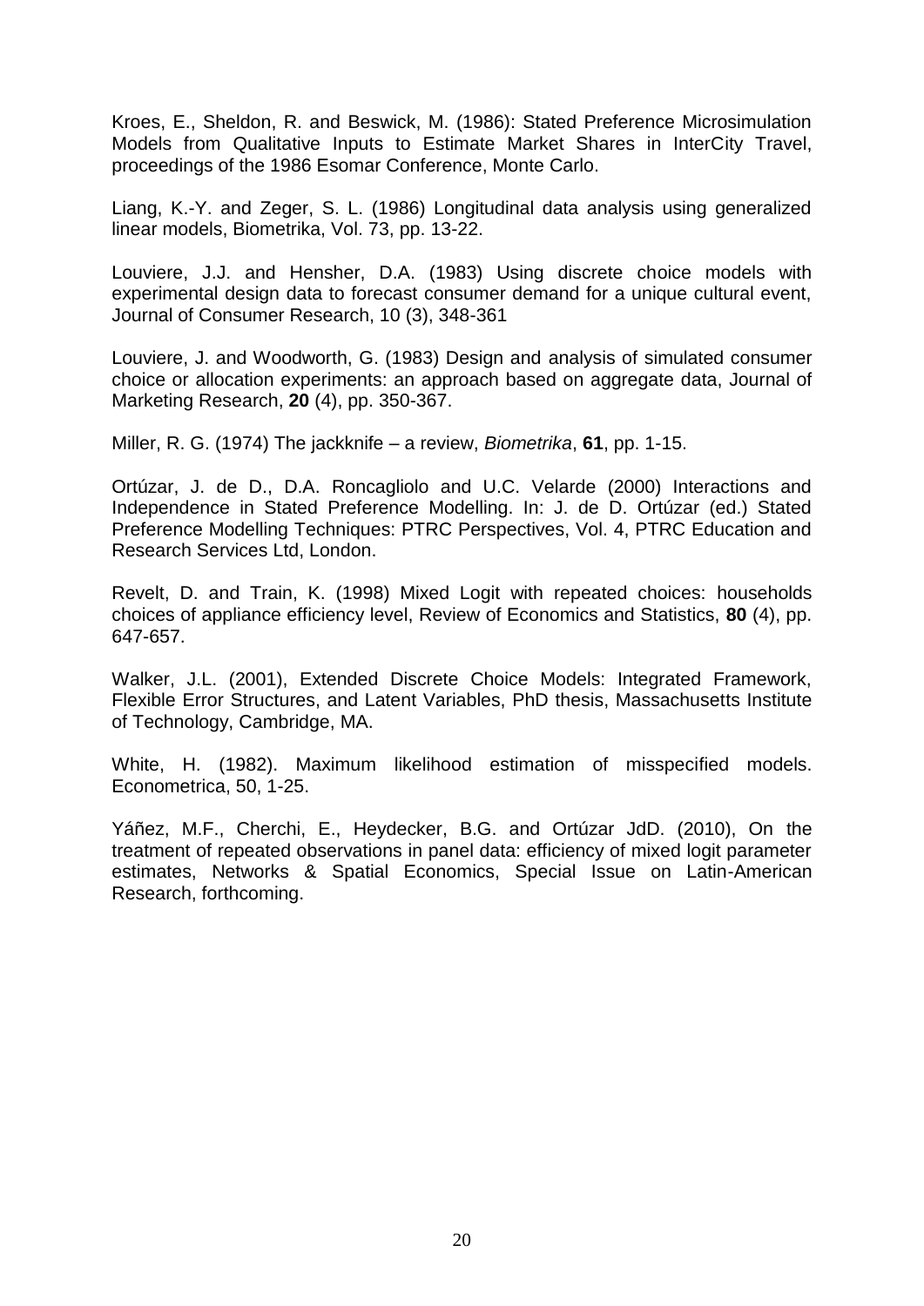Kroes, E., Sheldon, R. and Beswick, M. (1986): Stated Preference Microsimulation Models from Qualitative Inputs to Estimate Market Shares in InterCity Travel, proceedings of the 1986 Esomar Conference, Monte Carlo.

Liang, K.-Y. and Zeger, S. L. (1986) Longitudinal data analysis using generalized linear models, Biometrika, Vol. 73, pp. 13-22.

Louviere, J.J. and Hensher, D.A. (1983) Using discrete choice models with experimental design data to forecast consumer demand for a unique cultural event, Journal of Consumer Research, 10 (3), 348-361

Louviere, J. and Woodworth, G. (1983) Design and analysis of simulated consumer choice or allocation experiments: an approach based on aggregate data, Journal of Marketing Research, **20** (4), pp. 350-367.

Miller, R. G. (1974) The jackknife – a review, *Biometrika*, **61**, pp. 1-15.

Ortúzar, J. de D., D.A. Roncagliolo and U.C. Velarde (2000) Interactions and Independence in Stated Preference Modelling. In: J. de D. Ortúzar (ed.) Stated Preference Modelling Techniques: PTRC Perspectives, Vol. 4, PTRC Education and Research Services Ltd, London.

Revelt, D. and Train, K. (1998) Mixed Logit with repeated choices: households choices of appliance efficiency level, Review of Economics and Statistics, **80** (4), pp. 647-657.

Walker, J.L. (2001), Extended Discrete Choice Models: Integrated Framework, Flexible Error Structures, and Latent Variables, PhD thesis, Massachusetts Institute of Technology, Cambridge, MA.

White, H. (1982). Maximum likelihood estimation of misspecified models. Econometrica, 50, 1-25.

Yáñez, M.F., Cherchi, E., Heydecker, B.G. and Ortúzar JdD. (2010), On the treatment of repeated observations in panel data: efficiency of mixed logit parameter estimates, Networks & Spatial Economics, Special Issue on Latin-American Research, forthcoming.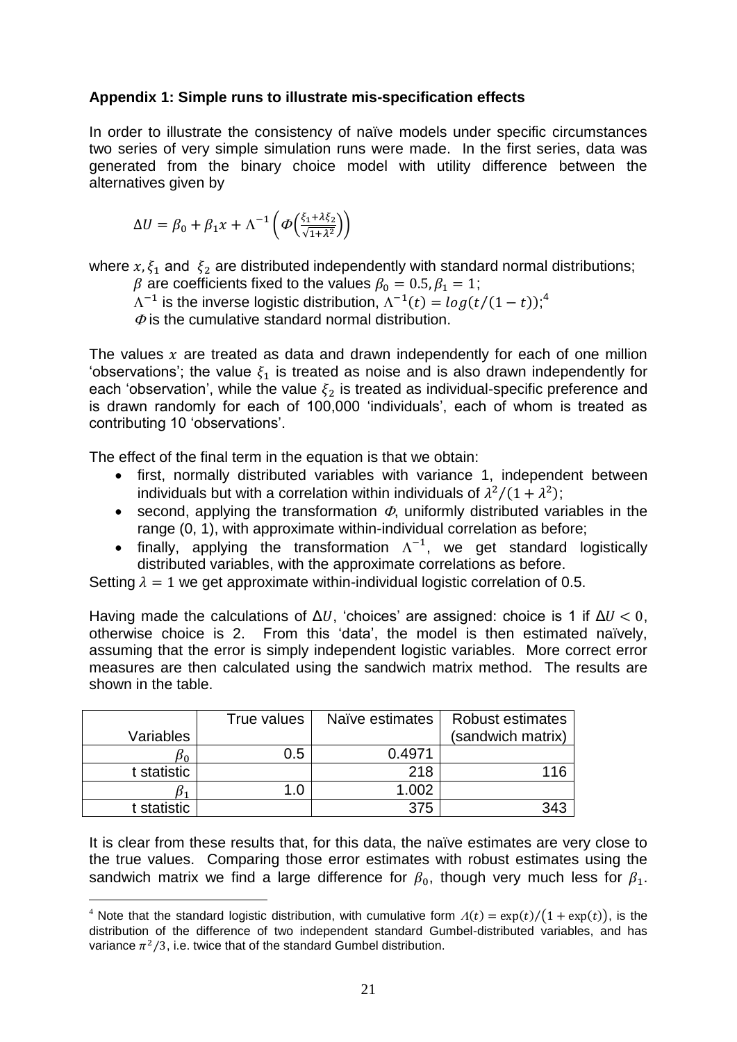**Appendix 1: Simple runs to illustrate mis-specification effects**

In order to illustrate the consistency of naïve models under specific circumstances two series of very simple simulation runs were made. In the first series, data was generated from the binary choice model with utility difference between the alternatives given by

$$\Delta U = \beta_0 + \beta_1 x + \Lambda^{-1}\left(\Phi\left(\frac{\xi_1 + \lambda \xi_2}{\sqrt{1+\lambda^2}}\right)\right)$$

where $x, \xi_1$ and $\xi_2$ are distributed independently with standard normal distributions;

$\beta$ are coefficients fixed to the values $\beta_0 = 0.5, \beta_1 = 1$;

$\Lambda^{-1}$ is the inverse logistic distribution, $\Lambda^{-1}(t) = log(t/(1-t))$;[4]

$\Phi$ is the cumulative standard normal distribution.

The values $x$ are treated as data and drawn independently for each of one million 'observations'; the value $\xi_1$ is treated as noise and is also drawn independently for each 'observation', while the value $\xi_2$ is treated as individual-specific preference and is drawn randomly for each of 100,000 'individuals', each of whom is treated as contributing 10 'observations'.

The effect of the final term in the equation is that we obtain:

- first, normally distributed variables with variance 1, independent between individuals but with a correlation within individuals of $\lambda^2/(1+\lambda^2)$;
- second, applying the transformation $\Phi$, uniformly distributed variables in the range (0, 1), with approximate within-individual correlation as before;
- finally, applying the transformation $\Lambda^{-1}$, we get standard logistically distributed variables, with the approximate correlations as before.

Setting $\lambda = 1$ we get approximate within-individual logistic correlation of 0.5.

Having made the calculations of $\Delta U$, 'choices' are assigned: choice is 1 if $\Delta U < 0$, otherwise choice is 2. From this 'data', the model is then estimated naïvely, assuming that the error is simply independent logistic variables. More correct error measures are then calculated using the sandwich matrix method. The results are shown in the table.

| Variables | True values | Naïve estimates | Robust estimates (sandwich matrix) |
|---|---|---|---|
| $\beta_0$ | 0.5 | 0.4971 | |
| t statistic | | 218 | 116 |
| $\beta_1$ | 1.0 | 1.002 | |
| t statistic | | 375 | 343 |

It is clear from these results that, for this data, the naïve estimates are very close to the true values. Comparing those error estimates with robust estimates using the sandwich matrix we find a large difference for $\beta_0$, though very much less for $\beta_1$.

[4] Note that the standard logistic distribution, with cumulative form $\Lambda(t) = \exp(t)/(1+\exp(t))$, is the distribution of the difference of two independent standard Gumbel-distributed variables, and has variance $\pi^2/3$, i.e. twice that of the standard Gumbel distribution.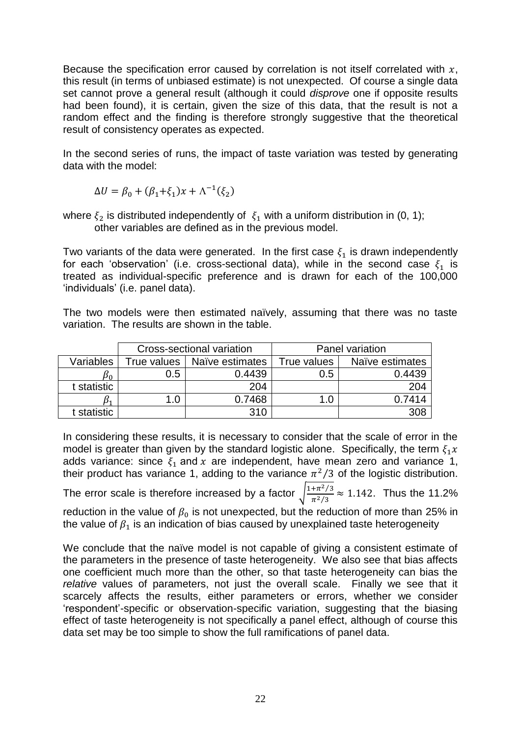Because the specification error caused by correlation is not itself correlated with $x$, this result (in terms of unbiased estimate) is not unexpected. Of course a single data set cannot prove a general result (although it could *disprove* one if opposite results had been found), it is certain, given the size of this data, that the result is not a random effect and the finding is therefore strongly suggestive that the theoretical result of consistency operates as expected.

In the second series of runs, the impact of taste variation was tested by generating data with the model:

$$\Delta U = \beta_0 + (\beta_1 + \xi_1)x + \Lambda^{-1}(\xi_2)$$

where $\xi_2$ is distributed independently of $\xi_1$ with a uniform distribution in (0, 1); other variables are defined as in the previous model.

Two variants of the data were generated. In the first case $\xi_1$ is drawn independently for each 'observation' (i.e. cross-sectional data), while in the second case $\xi_1$ is treated as individual-specific preference and is drawn for each of the 100,000 'individuals' (i.e. panel data).

The two models were then estimated naïvely, assuming that there was no taste variation. The results are shown in the table.

| | Cross-sectional variation | | Panel variation | |
|---|---|---|---|---|
| Variables | True values | Naïve estimates | True values | Naïve estimates |
| $\beta_0$ | 0.5 | 0.4439 | 0.5 | 0.4439 |
| t statistic | | 204 | | 204 |
| $\beta_1$ | 1.0 | 0.7468 | 1.0 | 0.7414 |
| t statistic | | 310 | | 308 |

In considering these results, it is necessary to consider that the scale of error in the model is greater than given by the standard logistic alone. Specifically, the term $\xi_1 x$ adds variance: since $\xi_1$ and $x$ are independent, have mean zero and variance 1, their product has variance 1, adding to the variance $\pi^2/3$ of the logistic distribution. The error scale is therefore increased by a factor $\sqrt{\frac{1+\pi^2/3}{\pi^2/3}} \approx 1.142$. Thus the 11.2% reduction in the value of $\beta_0$ is not unexpected, but the reduction of more than 25% in the value of $\beta_1$ is an indication of bias caused by unexplained taste heterogeneity

We conclude that the naïve model is not capable of giving a consistent estimate of the parameters in the presence of taste heterogeneity. We also see that bias affects one coefficient much more than the other, so that taste heterogeneity can bias the *relative* values of parameters, not just the overall scale. Finally we see that it scarcely affects the results, either parameters or errors, whether we consider 'respondent'-specific or observation-specific variation, suggesting that the biasing effect of taste heterogeneity is not specifically a panel effect, although of course this data set may be too simple to show the full ramifications of panel data.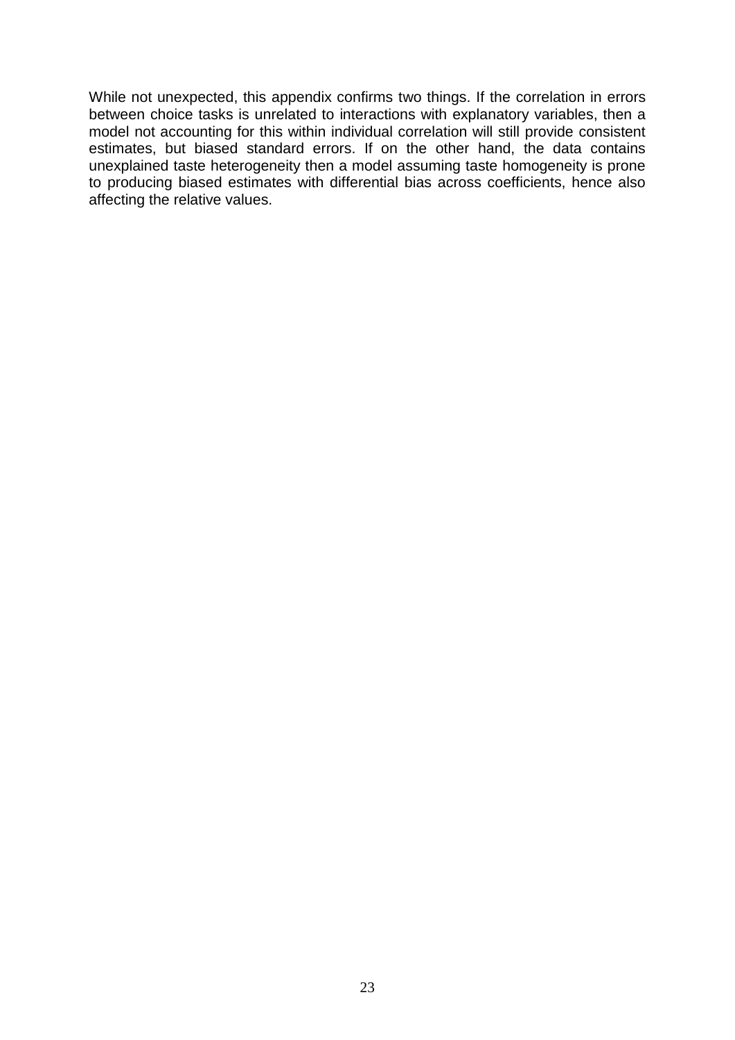While not unexpected, this appendix confirms two things. If the correlation in errors between choice tasks is unrelated to interactions with explanatory variables, then a model not accounting for this within individual correlation will still provide consistent estimates, but biased standard errors. If on the other hand, the data contains unexplained taste heterogeneity then a model assuming taste homogeneity is prone to producing biased estimates with differential bias across coefficients, hence also affecting the relative values.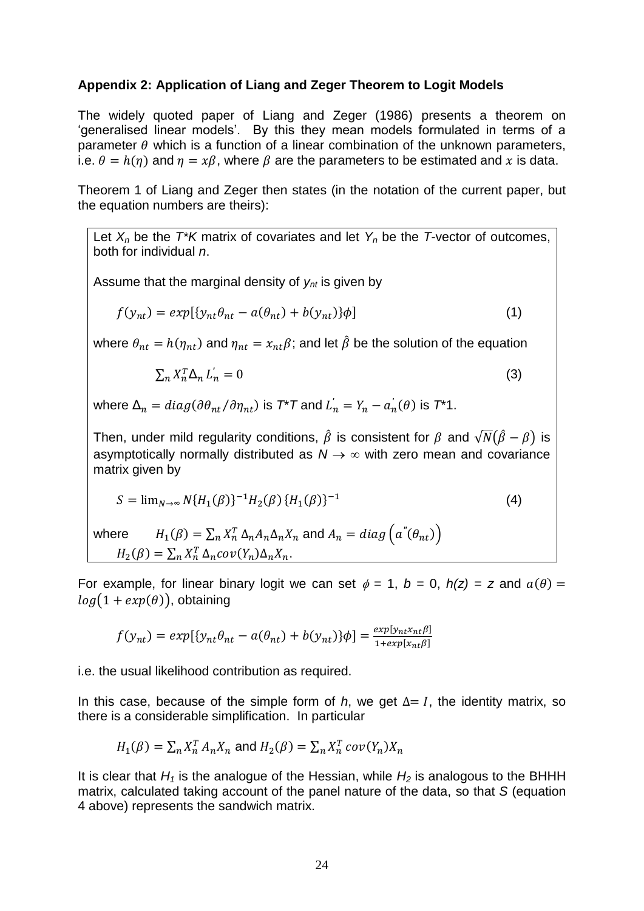### Appendix 2: Application of Liang and Zeger Theorem to Logit Models

The widely quoted paper of Liang and Zeger (1986) presents a theorem on 'generalised linear models'. By this they mean models formulated in terms of a parameter $\theta$ which is a function of a linear combination of the unknown parameters, i.e. $\theta = h(\eta)$ and $\eta = x\beta$, where $\beta$ are the parameters to be estimated and $x$ is data.

Theorem 1 of Liang and Zeger then states (in the notation of the current paper, but the equation numbers are theirs):

> Let $X_n$ be the $T$*$K$ matrix of covariates and let $Y_n$ be the $T$-vector of outcomes, both for individual $n$.
>
> Assume that the marginal density of $y_{nt}$ is given by
>
> $$f(y_{nt}) = exp[\{y_{nt}\theta_{nt} - a(\theta_{nt}) + b(y_{nt})\}\phi] \tag{1}$$
>
> where $\theta_{nt} = h(\eta_{nt})$ and $\eta_{nt} = x_{nt}\beta$; and let $\hat{\beta}$ be the solution of the equation
>
> $$\sum_n X_n^T \Delta_n L_n^{'} = 0 \tag{3}$$
>
> where $\Delta_n = diag(\partial\theta_{nt}/\partial\eta_{nt})$ is $T$*$T$ and $L_n^{'} = Y_n - a_n^{'}(\theta)$ is $T$*1.
>
> Then, under mild regularity conditions, $\hat{\beta}$ is consistent for $\beta$ and $\sqrt{N}(\hat{\beta} - \beta)$ is asymptotically normally distributed as $N \to \infty$ with zero mean and covariance matrix given by
>
> $$S = \lim_{N\to\infty} N\{H_1(\beta)\}^{-1} H_2(\beta) \{H_1(\beta)\}^{-1} \tag{4}$$
>
> where $H_1(\beta) = \sum_n X_n^T \Delta_n A_n \Delta_n X_n$ and $A_n = diag\left(a^{''}(\theta_{nt})\right)$
> $H_2(\beta) = \sum_n X_n^T \Delta_n cov(Y_n) \Delta_n X_n$.

For example, for linear binary logit we can set $\phi$ = 1, $b$ = 0, $h(z) = z$ and $a(\theta) = log\left(1 + exp(\theta)\right)$, obtaining

$$f(y_{nt}) = exp[\{y_{nt}\theta_{nt} - a(\theta_{nt}) + b(y_{nt})\}\phi] = \frac{exp[y_{nt}x_{nt}\beta]}{1+exp[x_{nt}\beta]}$$

i.e. the usual likelihood contribution as required.

In this case, because of the simple form of $h$, we get $\Delta = I$, the identity matrix, so there is a considerable simplification. In particular

$$H_1(\beta) = \sum_n X_n^T A_n X_n \text{ and } H_2(\beta) = \sum_n X_n^T cov(Y_n) X_n$$

It is clear that $H_1$ is the analogue of the Hessian, while $H_2$ is analogous to the BHHH matrix, calculated taking account of the panel nature of the data, so that $S$ (equation 4 above) represents the sandwich matrix.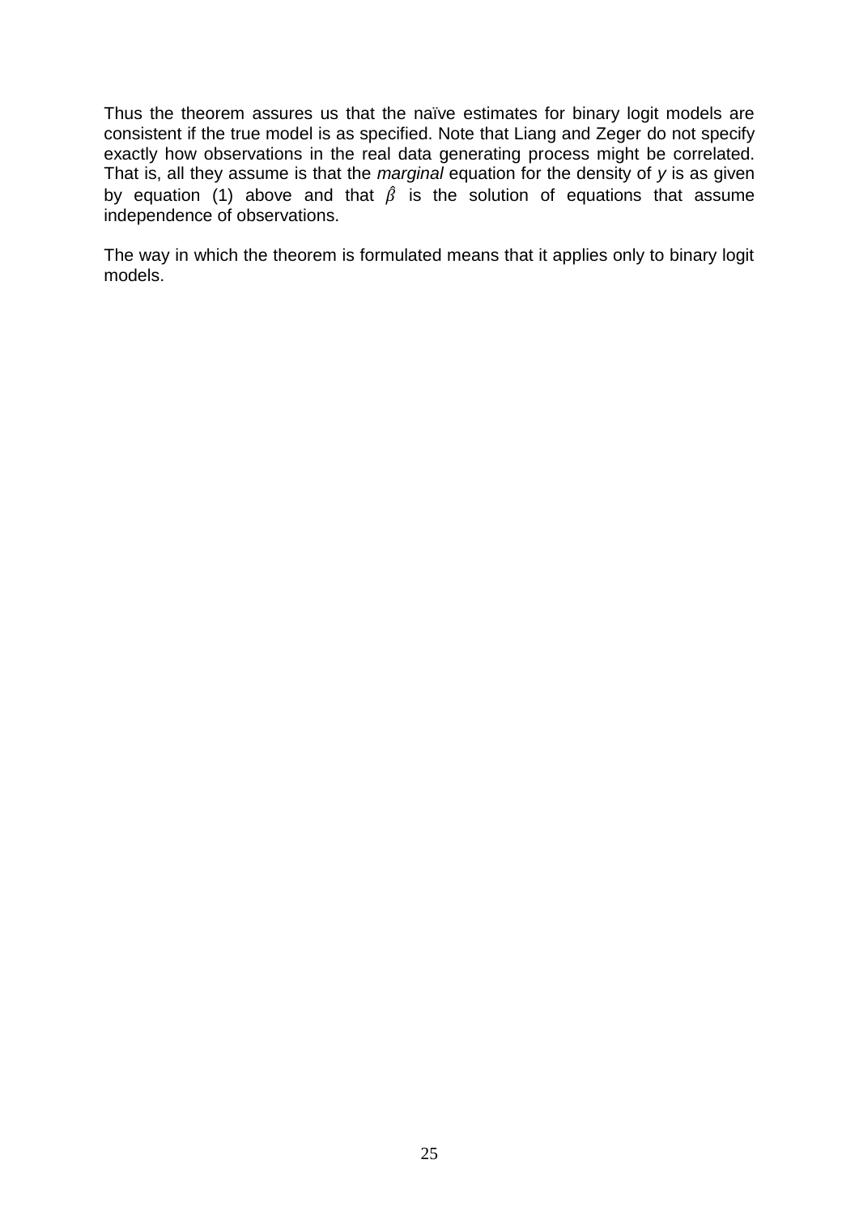Thus the theorem assures us that the naïve estimates for binary logit models are consistent if the true model is as specified. Note that Liang and Zeger do not specify exactly how observations in the real data generating process might be correlated. That is, all they assume is that the *marginal* equation for the density of *y* is as given by equation (1) above and that $\hat{\beta}$ is the solution of equations that assume independence of observations.

The way in which the theorem is formulated means that it applies only to binary logit models.